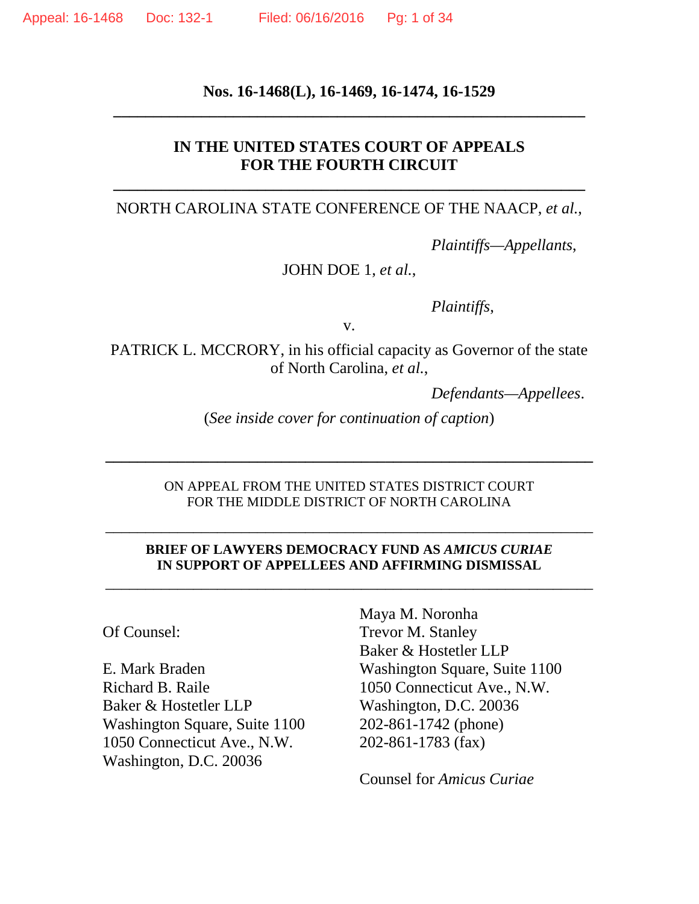Nos. 16-1468(L), 16-1469, 16-1474, 16-1529

---

**IN THE UNITED STATES COURT OF APPEALS**
**FOR THE FOURTH CIRCUIT**

---

NORTH CAROLINA STATE CONFERENCE OF THE NAACP, *et al.*,

*Plaintiffs—Appellants*,

JOHN DOE 1, *et al.*,

*Plaintiffs*,

v.

PATRICK L. MCCRORY, in his official capacity as Governor of the state of North Carolina, *et al.*,

*Defendants—Appellees*.

(*See inside cover for continuation of caption*)

---

ON APPEAL FROM THE UNITED STATES DISTRICT COURT
FOR THE MIDDLE DISTRICT OF NORTH CAROLINA

---

**BRIEF OF LAWYERS DEMOCRACY FUND AS *AMICUS CURIAE* IN SUPPORT OF APPELLEES AND AFFIRMING DISMISSAL**

---

Maya M. Noronha
Trevor M. Stanley
Baker & Hostetler LLP
Washington Square, Suite 1100
1050 Connecticut Ave., N.W.
Washington, D.C. 20036
202-861-1742 (phone)
202-861-1783 (fax)

Counsel for *Amicus Curiae*

Of Counsel:

E. Mark Braden
Richard B. Raile
Baker & Hostetler LLP
Washington Square, Suite 1100
1050 Connecticut Ave., N.W.
Washington, D.C. 20036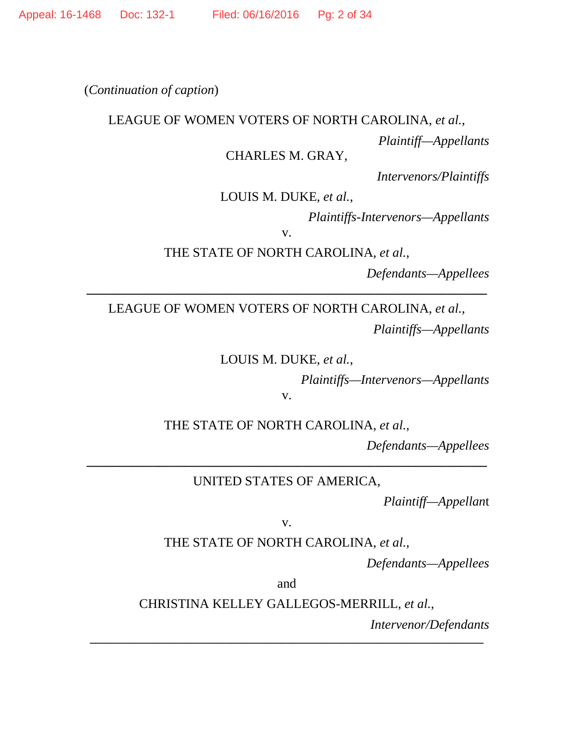(*Continuation of caption*)

LEAGUE OF WOMEN VOTERS OF NORTH CAROLINA, *et al.*,

*Plaintiff—Appellants*

CHARLES M. GRAY,

*Intervenors/Plaintiffs*

LOUIS M. DUKE, *et al.*,

*Plaintiffs-Intervenors—Appellants*

v.

THE STATE OF NORTH CAROLINA, *et al.*,

*Defendants—Appellees*

---

LEAGUE OF WOMEN VOTERS OF NORTH CAROLINA, *et al.*,

*Plaintiffs—Appellants*

LOUIS M. DUKE, *et al.*,

*Plaintiffs—Intervenors—Appellants*

v.

THE STATE OF NORTH CAROLINA, *et al.*,

*Defendants—Appellees*

---

UNITED STATES OF AMERICA,

*Plaintiff—Appellant*

v.

THE STATE OF NORTH CAROLINA, *et al.*,

*Defendants—Appellees*

and

CHRISTINA KELLEY GALLEGOS-MERRILL, *et al.*,

*Intervenor/Defendants*

---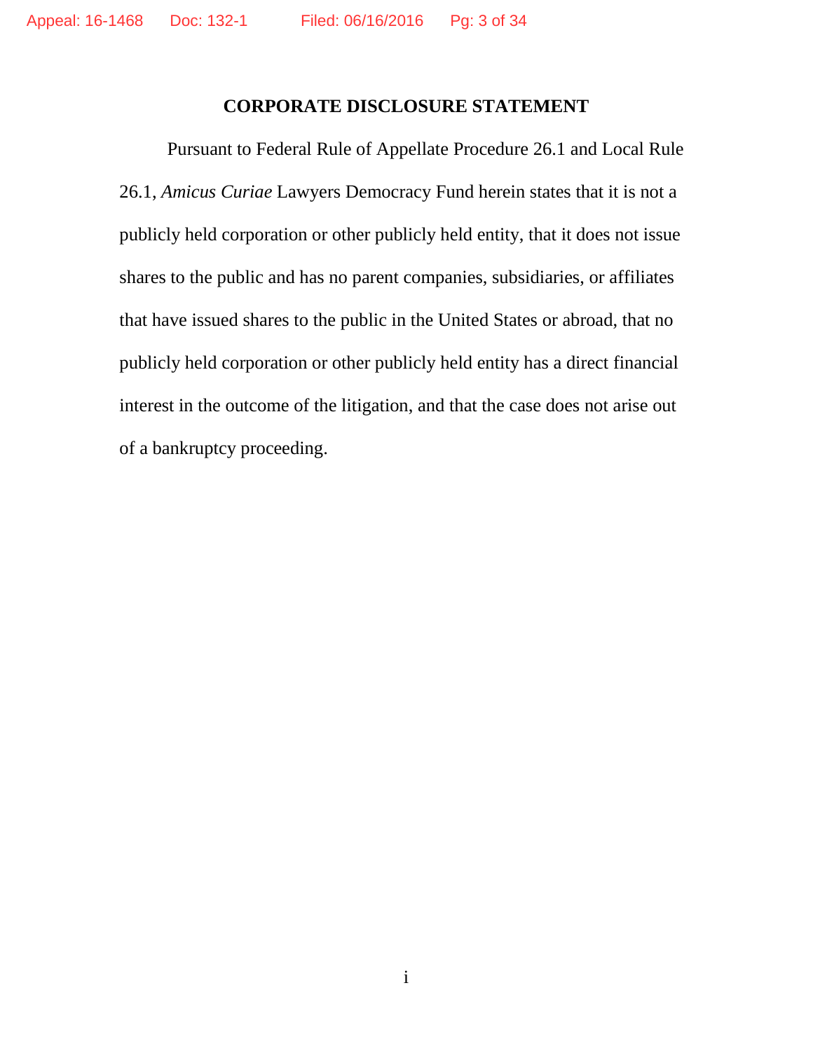# CORPORATE DISCLOSURE STATEMENT

Pursuant to Federal Rule of Appellate Procedure 26.1 and Local Rule 26.1, *Amicus Curiae* Lawyers Democracy Fund herein states that it is not a publicly held corporation or other publicly held entity, that it does not issue shares to the public and has no parent companies, subsidiaries, or affiliates that have issued shares to the public in the United States or abroad, that no publicly held corporation or other publicly held entity has a direct financial interest in the outcome of the litigation, and that the case does not arise out of a bankruptcy proceeding.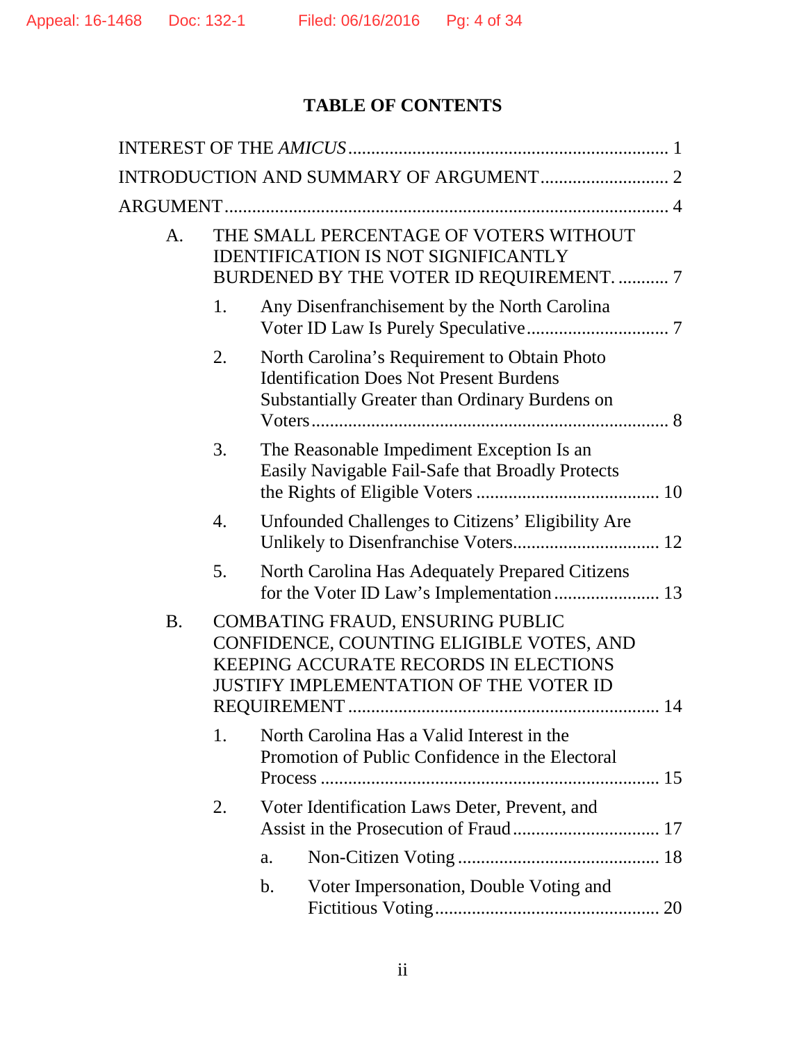## TABLE OF CONTENTS

INTEREST OF THE *AMICUS* ...................................................................... 1

INTRODUCTION AND SUMMARY OF ARGUMENT ............................ 2

ARGUMENT ................................................................................................ 4

- A. THE SMALL PERCENTAGE OF VOTERS WITHOUT IDENTIFICATION IS NOT SIGNIFICANTLY BURDENED BY THE VOTER ID REQUIREMENT. ........... 7
  - 1. Any Disenfranchisement by the North Carolina Voter ID Law Is Purely Speculative ............................... 7
  - 2. North Carolina's Requirement to Obtain Photo Identification Does Not Present Burdens Substantially Greater than Ordinary Burdens on Voters .............................................................................. 8
  - 3. The Reasonable Impediment Exception Is an Easily Navigable Fail-Safe that Broadly Protects the Rights of Eligible Voters ........................................ 10
  - 4. Unfounded Challenges to Citizens' Eligibility Are Unlikely to Disenfranchise Voters................................ 12
  - 5. North Carolina Has Adequately Prepared Citizens for the Voter ID Law's Implementation ....................... 13
- B. COMBATING FRAUD, ENSURING PUBLIC CONFIDENCE, COUNTING ELIGIBLE VOTES, AND KEEPING ACCURATE RECORDS IN ELECTIONS JUSTIFY IMPLEMENTATION OF THE VOTER ID REQUIREMENT .................................................................. 14
  - 1. North Carolina Has a Valid Interest in the Promotion of Public Confidence in the Electoral Process ........................................................................ 15
  - 2. Voter Identification Laws Deter, Prevent, and Assist in the Prosecution of Fraud ................................ 17
    - a. Non-Citizen Voting ............................................ 18
    - b. Voter Impersonation, Double Voting and Fictitious Voting ................................................ 20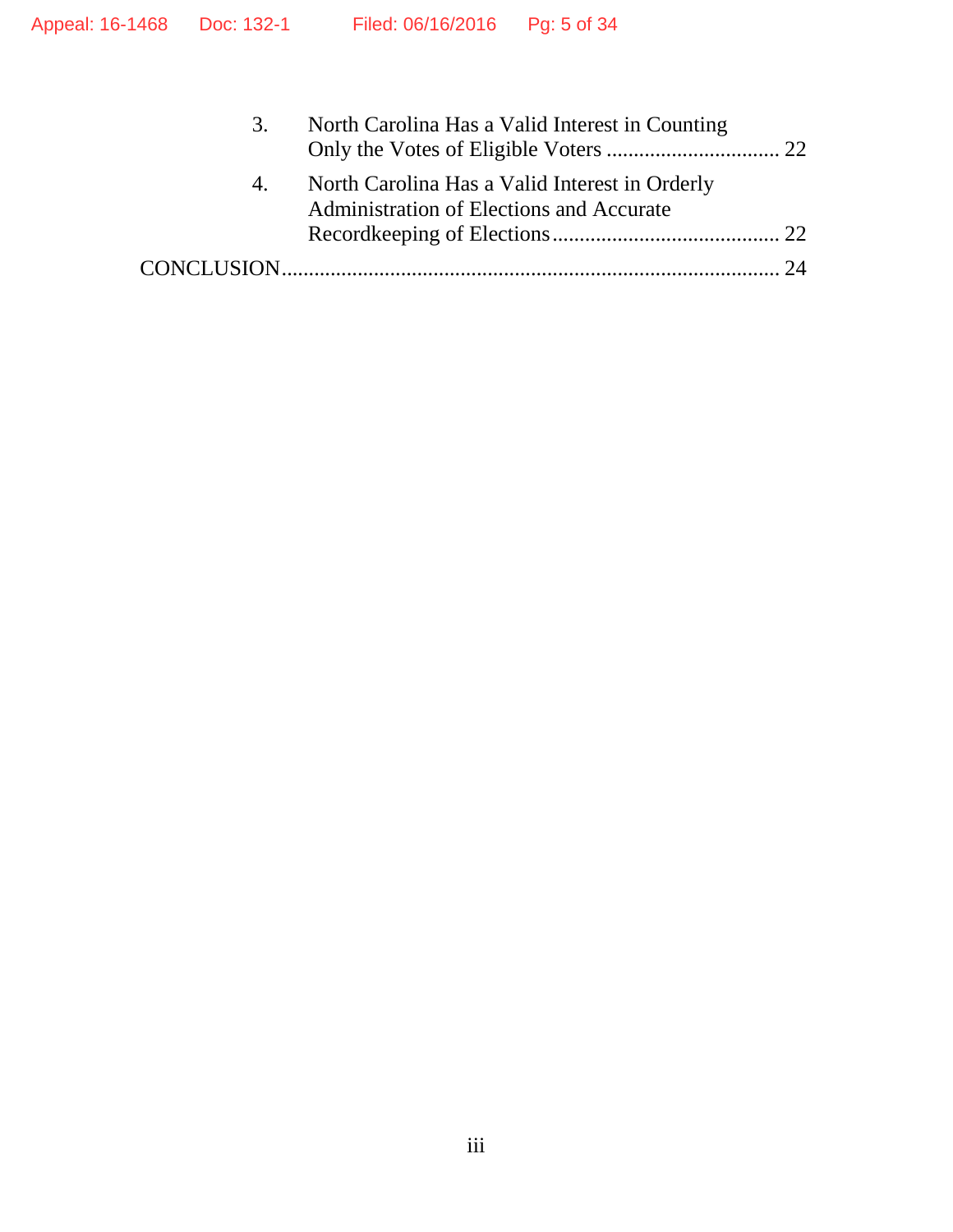3. North Carolina Has a Valid Interest in Counting Only the Votes of Eligible Voters ................................ 22

4. North Carolina Has a Valid Interest in Orderly Administration of Elections and Accurate Recordkeeping of Elections......................................... 22

CONCLUSION........................................................................................... 24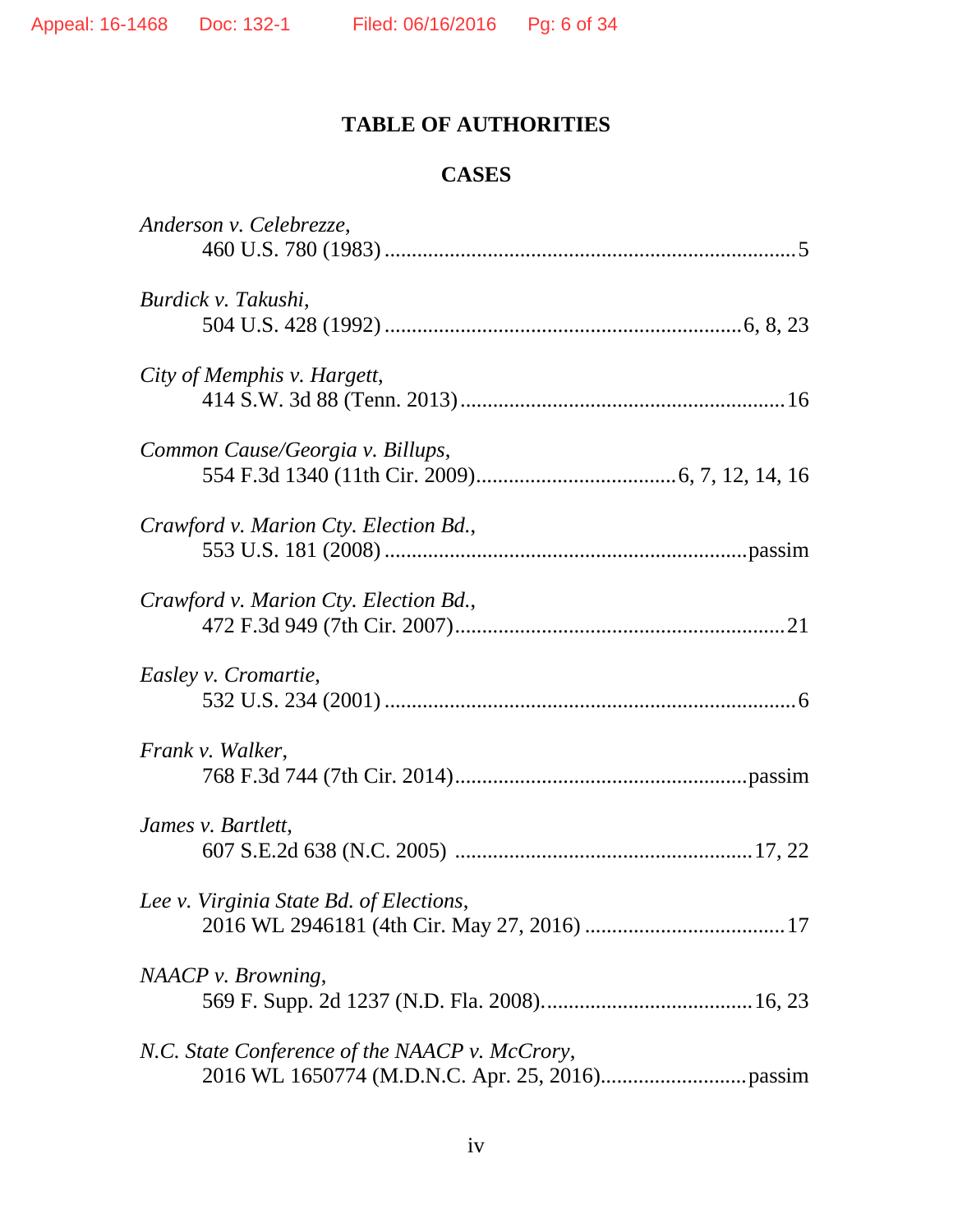## TABLE OF AUTHORITIES

### CASES

*Anderson v. Celebrezze*,
460 U.S. 780 (1983) .......... 5

*Burdick v. Takushi*,
504 U.S. 428 (1992) .......... 6, 8, 23

*City of Memphis v. Hargett*,
414 S.W. 3d 88 (Tenn. 2013) .......... 16

*Common Cause/Georgia v. Billups*,
554 F.3d 1340 (11th Cir. 2009) .......... 6, 7, 12, 14, 16

*Crawford v. Marion Cty. Election Bd.*,
553 U.S. 181 (2008) .......... passim

*Crawford v. Marion Cty. Election Bd.*,
472 F.3d 949 (7th Cir. 2007) .......... 21

*Easley v. Cromartie*,
532 U.S. 234 (2001) .......... 6

*Frank v. Walker*,
768 F.3d 744 (7th Cir. 2014) .......... passim

*James v. Bartlett*,
607 S.E.2d 638 (N.C. 2005) .......... 17, 22

*Lee v. Virginia State Bd. of Elections*,
2016 WL 2946181 (4th Cir. May 27, 2016) .......... 17

*NAACP v. Browning*,
569 F. Supp. 2d 1237 (N.D. Fla. 2008) .......... 16, 23

*N.C. State Conference of the NAACP v. McCrory*,
2016 WL 1650774 (M.D.N.C. Apr. 25, 2016) .......... passim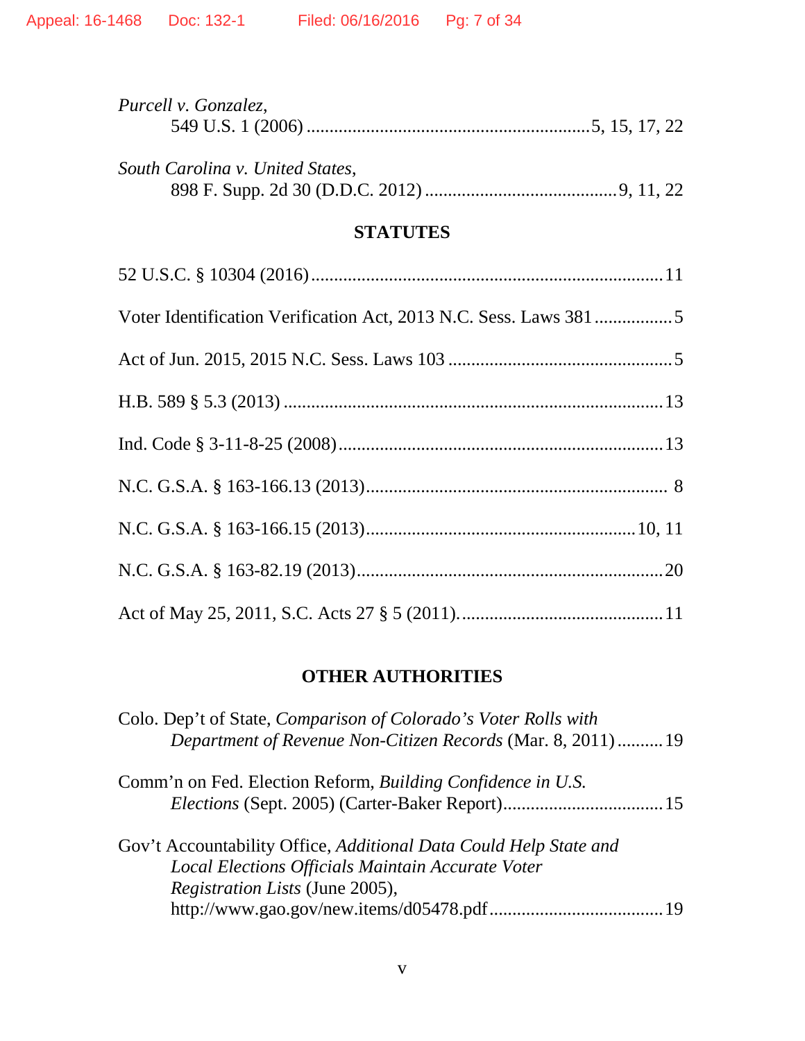*Purcell v. Gonzalez*,
549 U.S. 1 (2006) ............................................................5, 15, 17, 22

*South Carolina v. United States*,
898 F. Supp. 2d 30 (D.D.C. 2012) ..........................................9, 11, 22

## STATUTES

52 U.S.C. § 10304 (2016).............................................................................11

Voter Identification Verification Act, 2013 N.C. Sess. Laws 381 .................5

Act of Jun. 2015, 2015 N.C. Sess. Laws 103 .................................................5

H.B. 589 § 5.3 (2013) ...................................................................................13

Ind. Code § 3-11-8-25 (2008).......................................................................13

N.C. G.S.A. § 163-166.13 (2013)................................................................. 8

N.C. G.S.A. § 163-166.15 (2013)..........................................................10, 11

N.C. G.S.A. § 163-82.19 (2013)..................................................................20

Act of May 25, 2011, S.C. Acts 27 § 5 (2011)............................................11

## OTHER AUTHORITIES

Colo. Dep't of State, *Comparison of Colorado's Voter Rolls with Department of Revenue Non-Citizen Records* (Mar. 8, 2011) ..........19

Comm'n on Fed. Election Reform, *Building Confidence in U.S. Elections* (Sept. 2005) (Carter-Baker Report)...................................15

Gov't Accountability Office, *Additional Data Could Help State and Local Elections Officials Maintain Accurate Voter Registration Lists* (June 2005),
http://www.gao.gov/new.items/d05478.pdf......................................19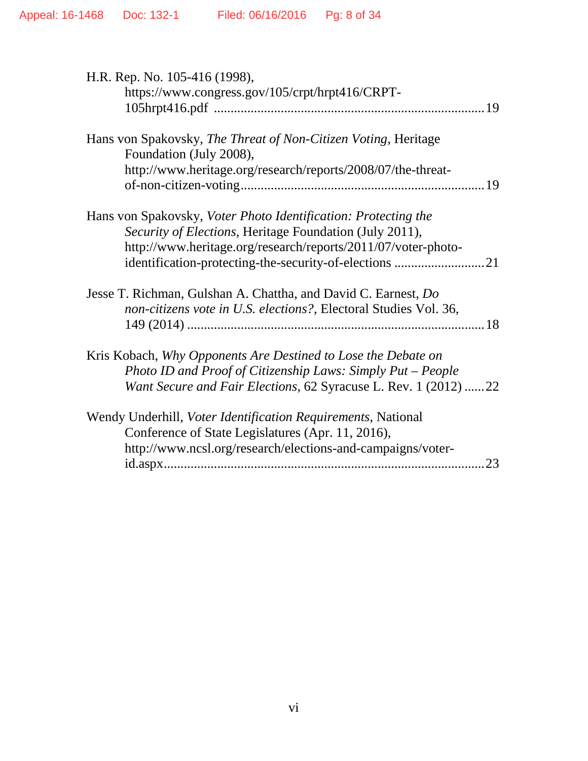H.R. Rep. No. 105-416 (1998), https://www.congress.gov/105/crpt/hrpt416/CRPT-105hrpt416.pdf ................................................................................19

Hans von Spakovsky, *The Threat of Non-Citizen Voting*, Heritage Foundation (July 2008), http://www.heritage.org/research/reports/2008/07/the-threat-of-non-citizen-voting........................................................................19

Hans von Spakovsky, *Voter Photo Identification: Protecting the Security of Elections*, Heritage Foundation (July 2011), http://www.heritage.org/research/reports/2011/07/voter-photo-identification-protecting-the-security-of-elections ...........................21

Jesse T. Richman, Gulshan A. Chattha, and David C. Earnest, *Do non-citizens vote in U.S. elections?*, Electoral Studies Vol. 36, 149 (2014) ........................................................................................18

Kris Kobach, *Why Opponents Are Destined to Lose the Debate on Photo ID and Proof of Citizenship Laws: Simply Put – People Want Secure and Fair Elections*, 62 Syracuse L. Rev. 1 (2012) ......22

Wendy Underhill, *Voter Identification Requirements*, National Conference of State Legislatures (Apr. 11, 2016), http://www.ncsl.org/research/elections-and-campaigns/voter-id.aspx................................................................................................23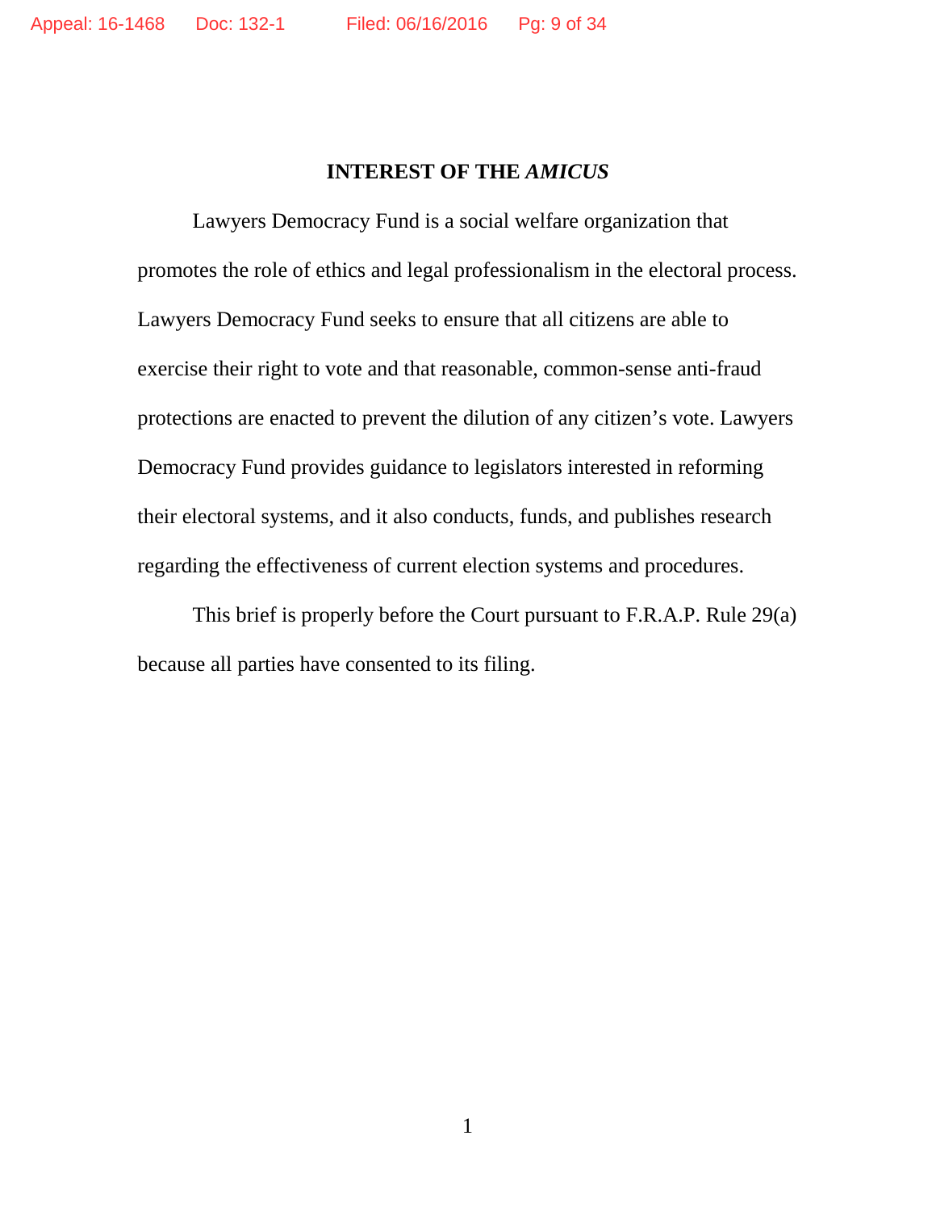## INTEREST OF THE *AMICUS*

Lawyers Democracy Fund is a social welfare organization that promotes the role of ethics and legal professionalism in the electoral process. Lawyers Democracy Fund seeks to ensure that all citizens are able to exercise their right to vote and that reasonable, common-sense anti-fraud protections are enacted to prevent the dilution of any citizen's vote. Lawyers Democracy Fund provides guidance to legislators interested in reforming their electoral systems, and it also conducts, funds, and publishes research regarding the effectiveness of current election systems and procedures.

This brief is properly before the Court pursuant to F.R.A.P. Rule 29(a) because all parties have consented to its filing.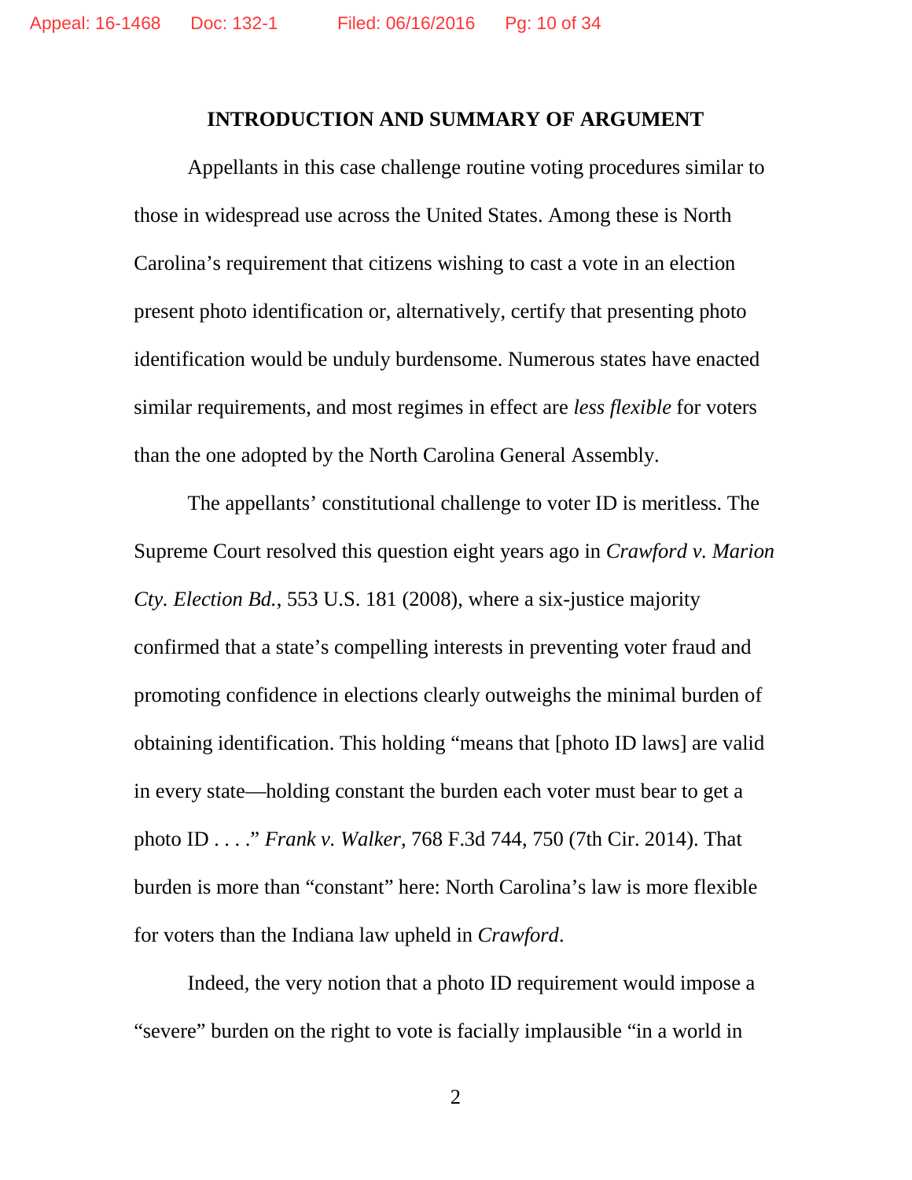## INTRODUCTION AND SUMMARY OF ARGUMENT

Appellants in this case challenge routine voting procedures similar to those in widespread use across the United States. Among these is North Carolina's requirement that citizens wishing to cast a vote in an election present photo identification or, alternatively, certify that presenting photo identification would be unduly burdensome. Numerous states have enacted similar requirements, and most regimes in effect are *less flexible* for voters than the one adopted by the North Carolina General Assembly.

The appellants' constitutional challenge to voter ID is meritless. The Supreme Court resolved this question eight years ago in *Crawford v. Marion Cty. Election Bd.*, 553 U.S. 181 (2008), where a six-justice majority confirmed that a state's compelling interests in preventing voter fraud and promoting confidence in elections clearly outweighs the minimal burden of obtaining identification. This holding "means that [photo ID laws] are valid in every state—holding constant the burden each voter must bear to get a photo ID . . . ." *Frank v. Walker*, 768 F.3d 744, 750 (7th Cir. 2014). That burden is more than "constant" here: North Carolina's law is more flexible for voters than the Indiana law upheld in *Crawford*.

Indeed, the very notion that a photo ID requirement would impose a "severe" burden on the right to vote is facially implausible "in a world in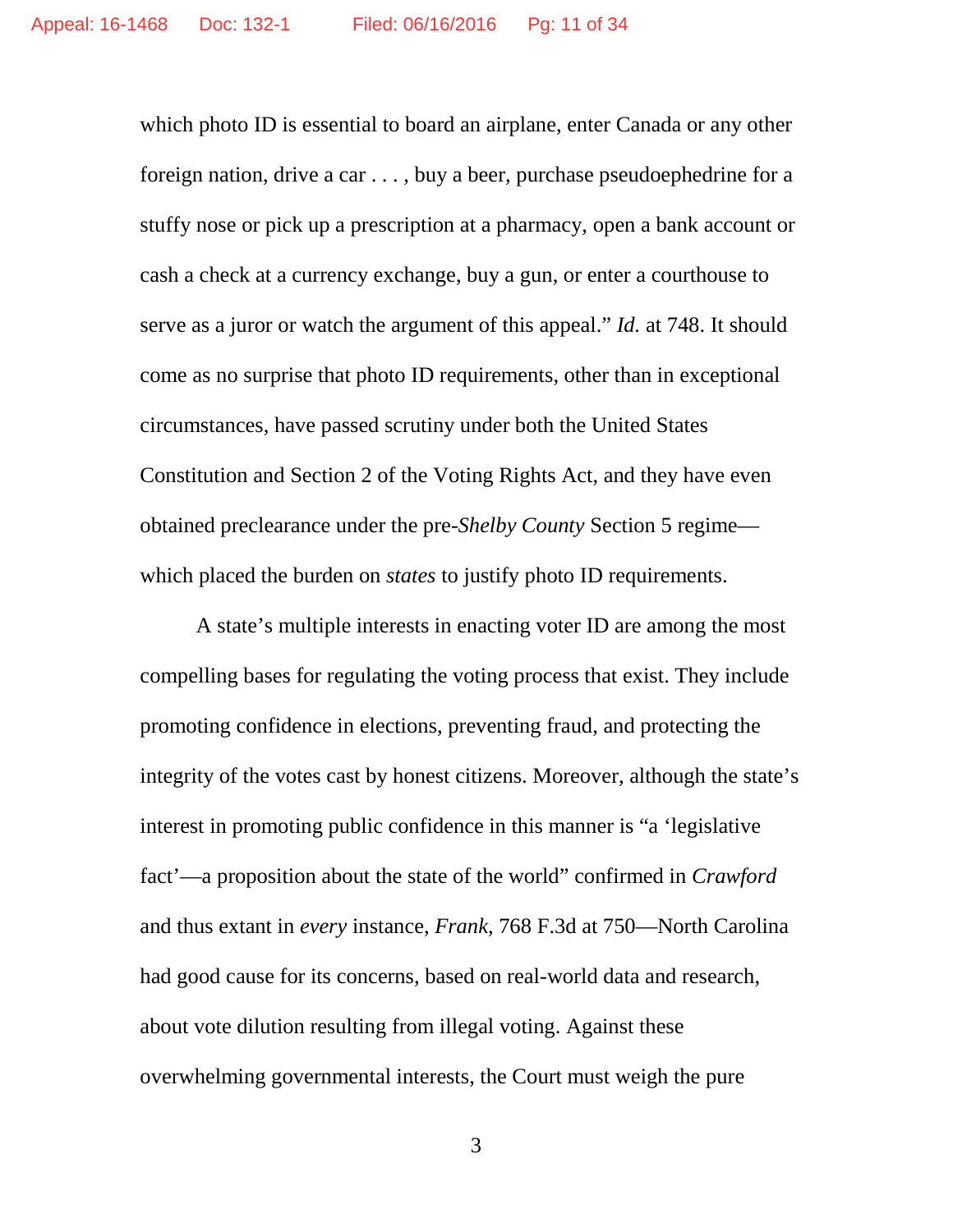which photo ID is essential to board an airplane, enter Canada or any other foreign nation, drive a car . . . , buy a beer, purchase pseudoephedrine for a stuffy nose or pick up a prescription at a pharmacy, open a bank account or cash a check at a currency exchange, buy a gun, or enter a courthouse to serve as a juror or watch the argument of this appeal." *Id.* at 748. It should come as no surprise that photo ID requirements, other than in exceptional circumstances, have passed scrutiny under both the United States Constitution and Section 2 of the Voting Rights Act, and they have even obtained preclearance under the pre-*Shelby County* Section 5 regime—which placed the burden on *states* to justify photo ID requirements.

A state's multiple interests in enacting voter ID are among the most compelling bases for regulating the voting process that exist. They include promoting confidence in elections, preventing fraud, and protecting the integrity of the votes cast by honest citizens. Moreover, although the state's interest in promoting public confidence in this manner is "a 'legislative fact'—a proposition about the state of the world" confirmed in *Crawford* and thus extant in *every* instance, *Frank*, 768 F.3d at 750—North Carolina had good cause for its concerns, based on real-world data and research, about vote dilution resulting from illegal voting. Against these overwhelming governmental interests, the Court must weigh the pure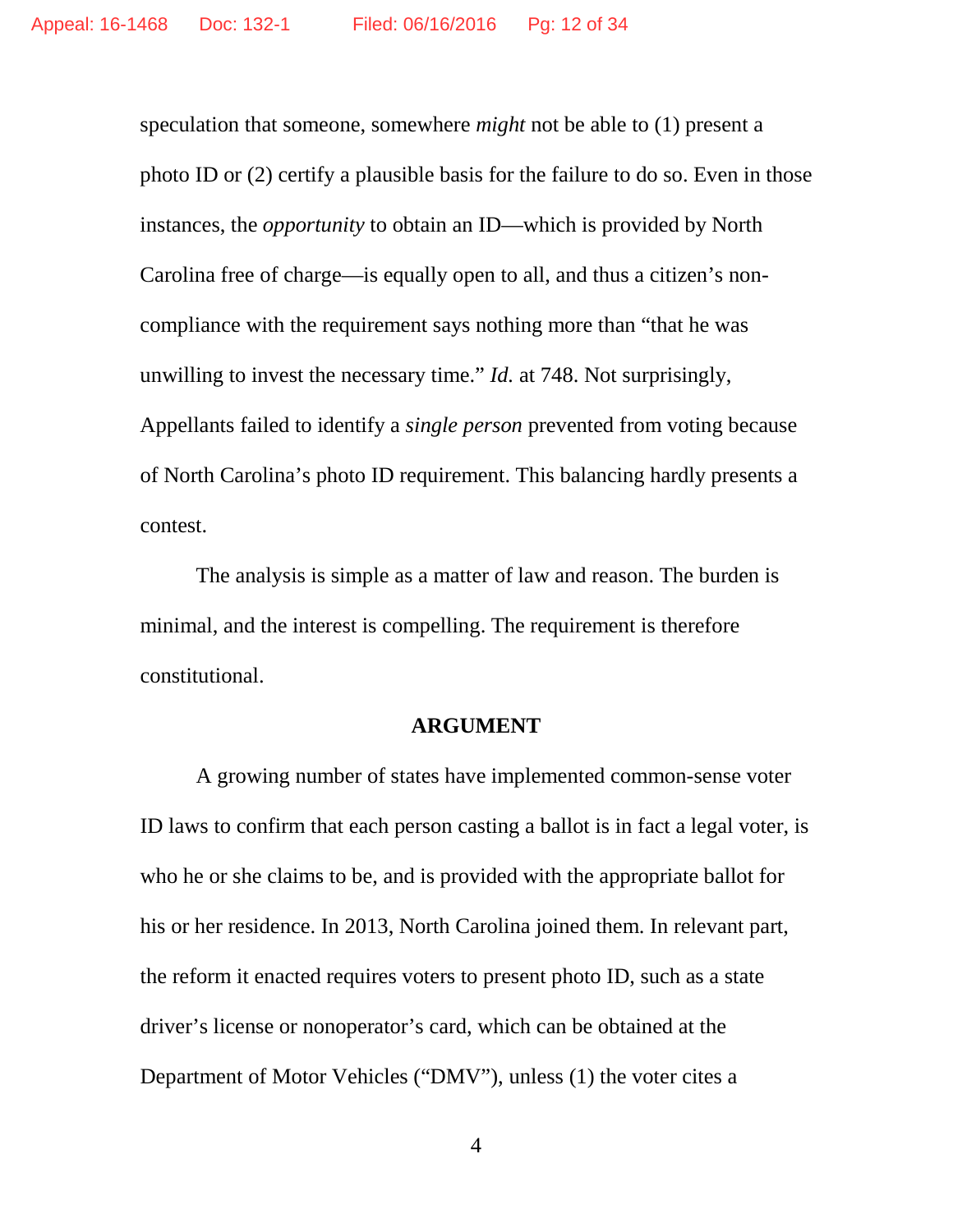speculation that someone, somewhere *might* not be able to (1) present a photo ID or (2) certify a plausible basis for the failure to do so. Even in those instances, the *opportunity* to obtain an ID—which is provided by North Carolina free of charge—is equally open to all, and thus a citizen's non-compliance with the requirement says nothing more than "that he was unwilling to invest the necessary time." *Id.* at 748. Not surprisingly, Appellants failed to identify a *single person* prevented from voting because of North Carolina's photo ID requirement. This balancing hardly presents a contest.

The analysis is simple as a matter of law and reason. The burden is minimal, and the interest is compelling. The requirement is therefore constitutional.

## ARGUMENT

A growing number of states have implemented common-sense voter ID laws to confirm that each person casting a ballot is in fact a legal voter, is who he or she claims to be, and is provided with the appropriate ballot for his or her residence. In 2013, North Carolina joined them. In relevant part, the reform it enacted requires voters to present photo ID, such as a state driver's license or nonoperator's card, which can be obtained at the Department of Motor Vehicles ("DMV"), unless (1) the voter cites a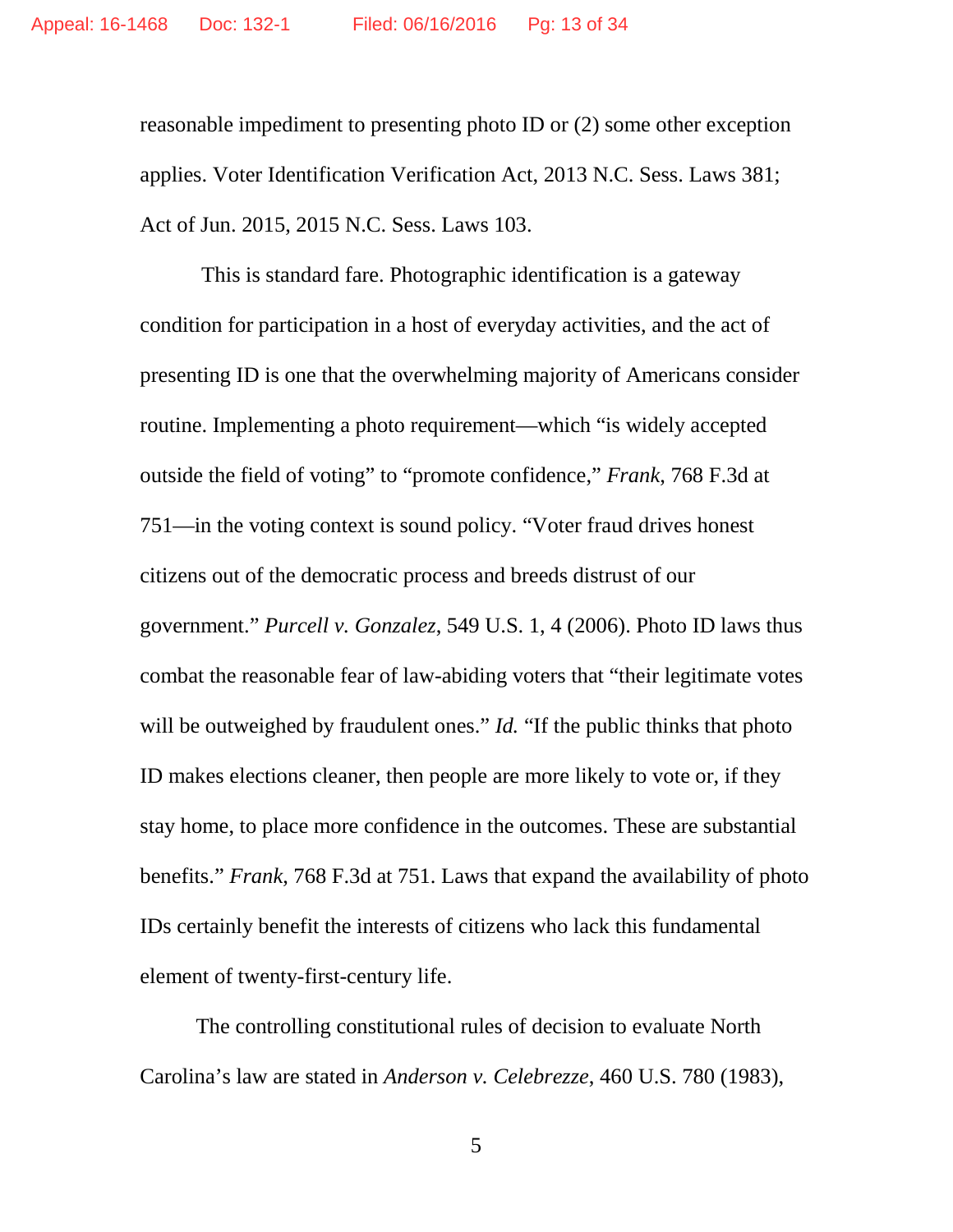reasonable impediment to presenting photo ID or (2) some other exception applies. Voter Identification Verification Act, 2013 N.C. Sess. Laws 381; Act of Jun. 2015, 2015 N.C. Sess. Laws 103.

This is standard fare. Photographic identification is a gateway condition for participation in a host of everyday activities, and the act of presenting ID is one that the overwhelming majority of Americans consider routine. Implementing a photo requirement—which "is widely accepted outside the field of voting" to "promote confidence," *Frank*, 768 F.3d at 751—in the voting context is sound policy. "Voter fraud drives honest citizens out of the democratic process and breeds distrust of our government." *Purcell v. Gonzalez*, 549 U.S. 1, 4 (2006). Photo ID laws thus combat the reasonable fear of law-abiding voters that "their legitimate votes will be outweighed by fraudulent ones." *Id.* "If the public thinks that photo ID makes elections cleaner, then people are more likely to vote or, if they stay home, to place more confidence in the outcomes. These are substantial benefits." *Frank*, 768 F.3d at 751. Laws that expand the availability of photo IDs certainly benefit the interests of citizens who lack this fundamental element of twenty-first-century life.

The controlling constitutional rules of decision to evaluate North Carolina's law are stated in *Anderson v. Celebrezze*, 460 U.S. 780 (1983),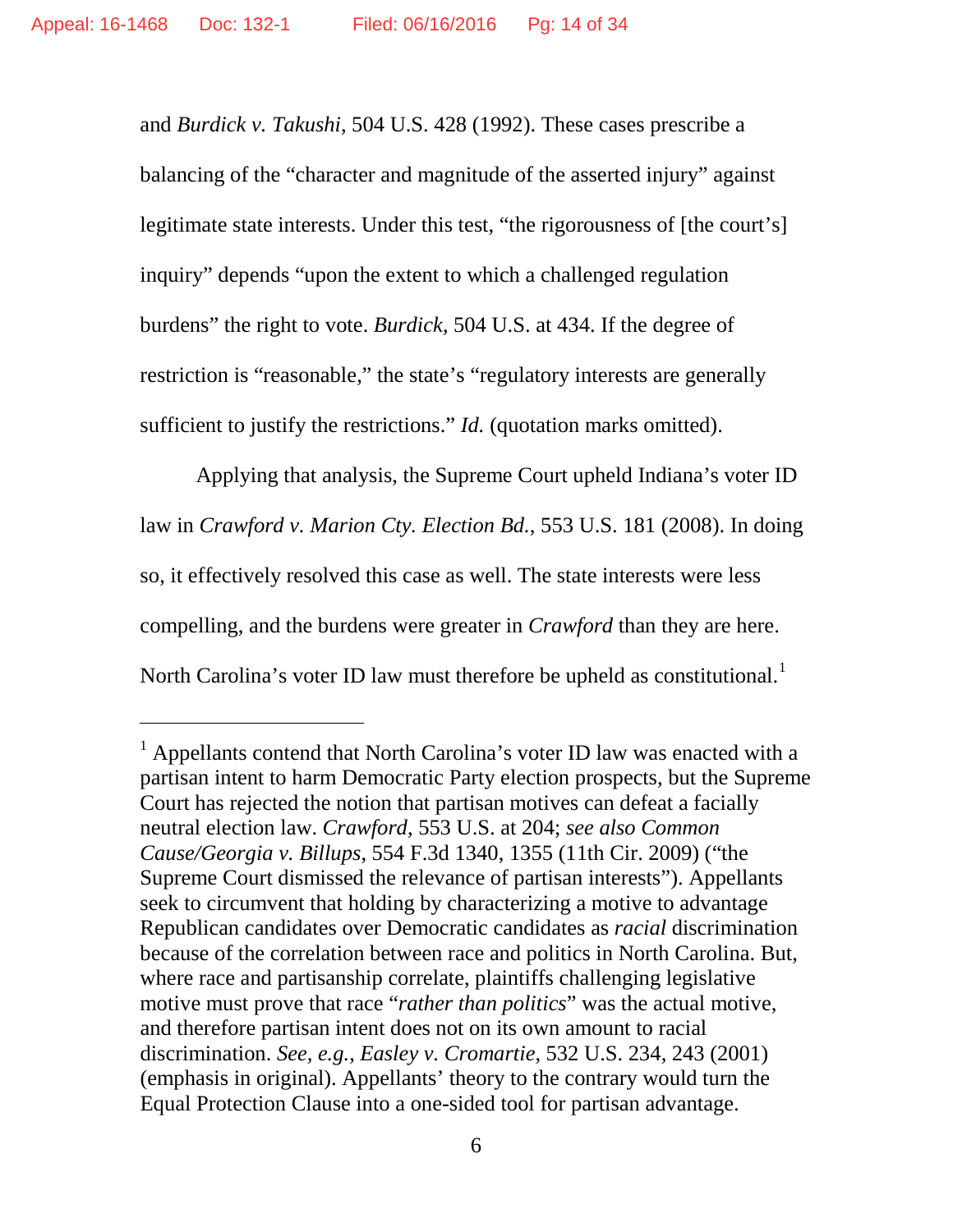and *Burdick v. Takushi*, 504 U.S. 428 (1992). These cases prescribe a balancing of the "character and magnitude of the asserted injury" against legitimate state interests. Under this test, "the rigorousness of [the court's] inquiry" depends "upon the extent to which a challenged regulation burdens" the right to vote. *Burdick*, 504 U.S. at 434. If the degree of restriction is "reasonable," the state's "regulatory interests are generally sufficient to justify the restrictions." *Id.* (quotation marks omitted).

Applying that analysis, the Supreme Court upheld Indiana's voter ID law in *Crawford v. Marion Cty. Election Bd.*, 553 U.S. 181 (2008). In doing so, it effectively resolved this case as well. The state interests were less compelling, and the burdens were greater in *Crawford* than they are here. North Carolina's voter ID law must therefore be upheld as constitutional.[1]

---

[1] Appellants contend that North Carolina's voter ID law was enacted with a partisan intent to harm Democratic Party election prospects, but the Supreme Court has rejected the notion that partisan motives can defeat a facially neutral election law. *Crawford*, 553 U.S. at 204; *see also Common Cause/Georgia v. Billups*, 554 F.3d 1340, 1355 (11th Cir. 2009) ("the Supreme Court dismissed the relevance of partisan interests"). Appellants seek to circumvent that holding by characterizing a motive to advantage Republican candidates over Democratic candidates as *racial* discrimination because of the correlation between race and politics in North Carolina. But, where race and partisanship correlate, plaintiffs challenging legislative motive must prove that race "*rather than politics*" was the actual motive, and therefore partisan intent does not on its own amount to racial discrimination. *See, e.g., Easley v. Cromartie*, 532 U.S. 234, 243 (2001) (emphasis in original). Appellants' theory to the contrary would turn the Equal Protection Clause into a one-sided tool for partisan advantage.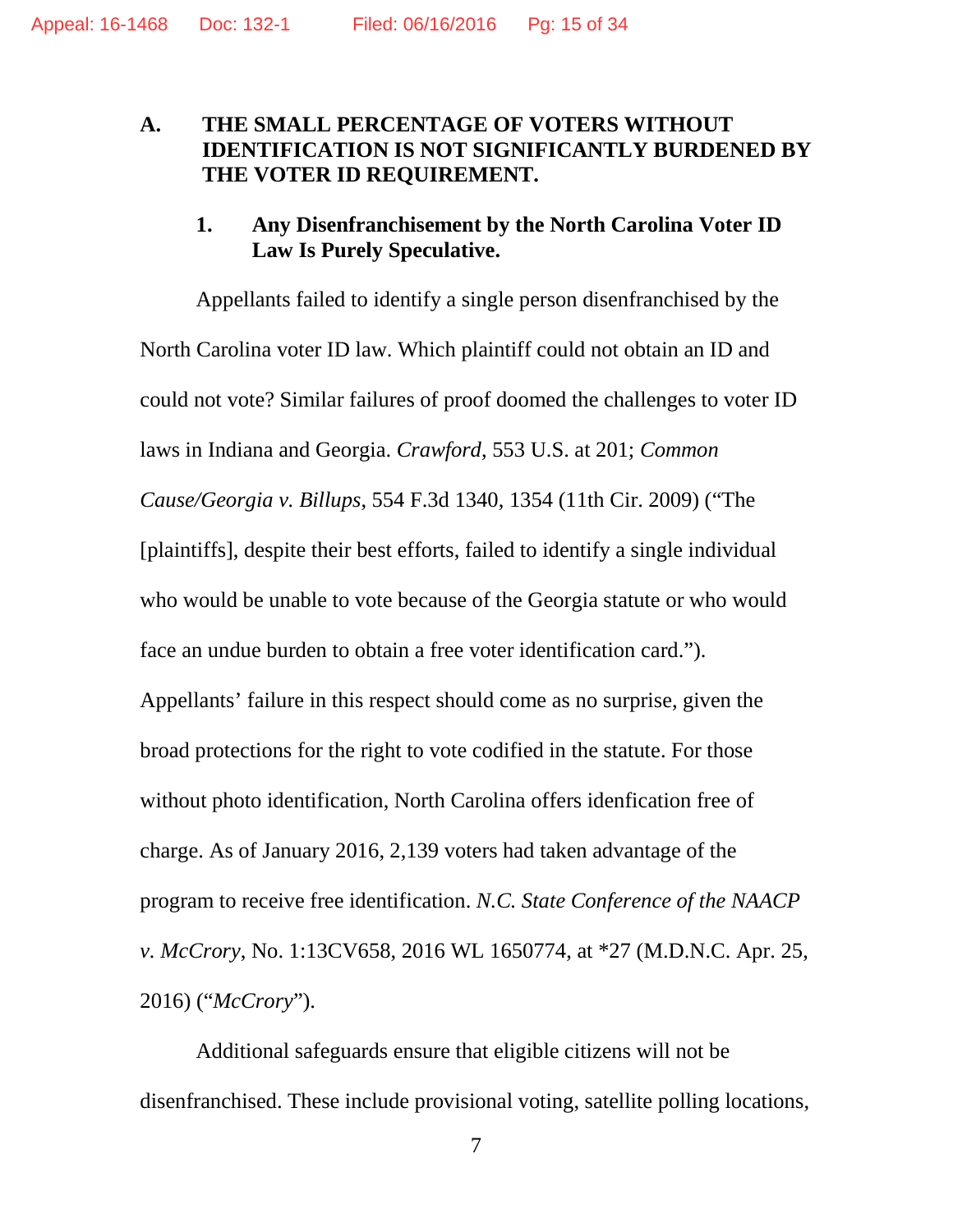### A. THE SMALL PERCENTAGE OF VOTERS WITHOUT IDENTIFICATION IS NOT SIGNIFICANTLY BURDENED BY THE VOTER ID REQUIREMENT.

#### 1. Any Disenfranchisement by the North Carolina Voter ID Law Is Purely Speculative.

Appellants failed to identify a single person disenfranchised by the North Carolina voter ID law. Which plaintiff could not obtain an ID and could not vote? Similar failures of proof doomed the challenges to voter ID laws in Indiana and Georgia. *Crawford*, 553 U.S. at 201; *Common Cause/Georgia v. Billups*, 554 F.3d 1340, 1354 (11th Cir. 2009) ("The [plaintiffs], despite their best efforts, failed to identify a single individual who would be unable to vote because of the Georgia statute or who would face an undue burden to obtain a free voter identification card."). Appellants' failure in this respect should come as no surprise, given the broad protections for the right to vote codified in the statute. For those without photo identification, North Carolina offers idenfication free of charge. As of January 2016, 2,139 voters had taken advantage of the program to receive free identification. *N.C. State Conference of the NAACP v. McCrory*, No. 1:13CV658, 2016 WL 1650774, at *27 (M.D.N.C. Apr. 25, 2016) ("*McCrory*").

Additional safeguards ensure that eligible citizens will not be disenfranchised. These include provisional voting, satellite polling locations,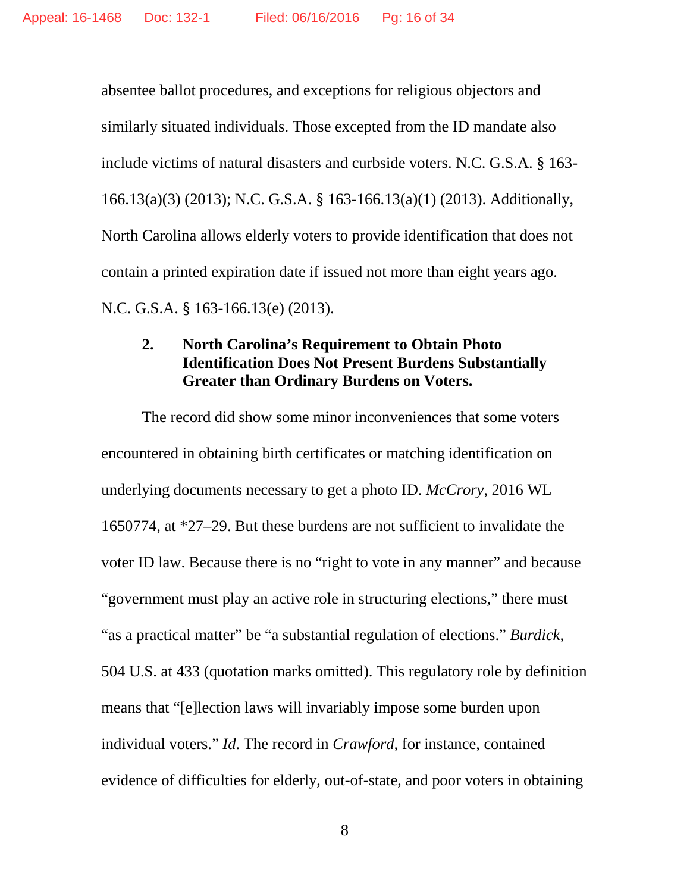absentee ballot procedures, and exceptions for religious objectors and similarly situated individuals. Those excepted from the ID mandate also include victims of natural disasters and curbside voters. N.C. G.S.A. § 163-166.13(a)(3) (2013); N.C. G.S.A. § 163-166.13(a)(1) (2013). Additionally, North Carolina allows elderly voters to provide identification that does not contain a printed expiration date if issued not more than eight years ago. N.C. G.S.A. § 163-166.13(e) (2013).

### 2. North Carolina's Requirement to Obtain Photo Identification Does Not Present Burdens Substantially Greater than Ordinary Burdens on Voters.

The record did show some minor inconveniences that some voters encountered in obtaining birth certificates or matching identification on underlying documents necessary to get a photo ID. *McCrory*, 2016 WL 1650774, at *27–29. But these burdens are not sufficient to invalidate the voter ID law. Because there is no "right to vote in any manner" and because "government must play an active role in structuring elections," there must "as a practical matter" be "a substantial regulation of elections." *Burdick*, 504 U.S. at 433 (quotation marks omitted). This regulatory role by definition means that "[e]lection laws will invariably impose some burden upon individual voters." *Id*. The record in *Crawford*, for instance, contained evidence of difficulties for elderly, out-of-state, and poor voters in obtaining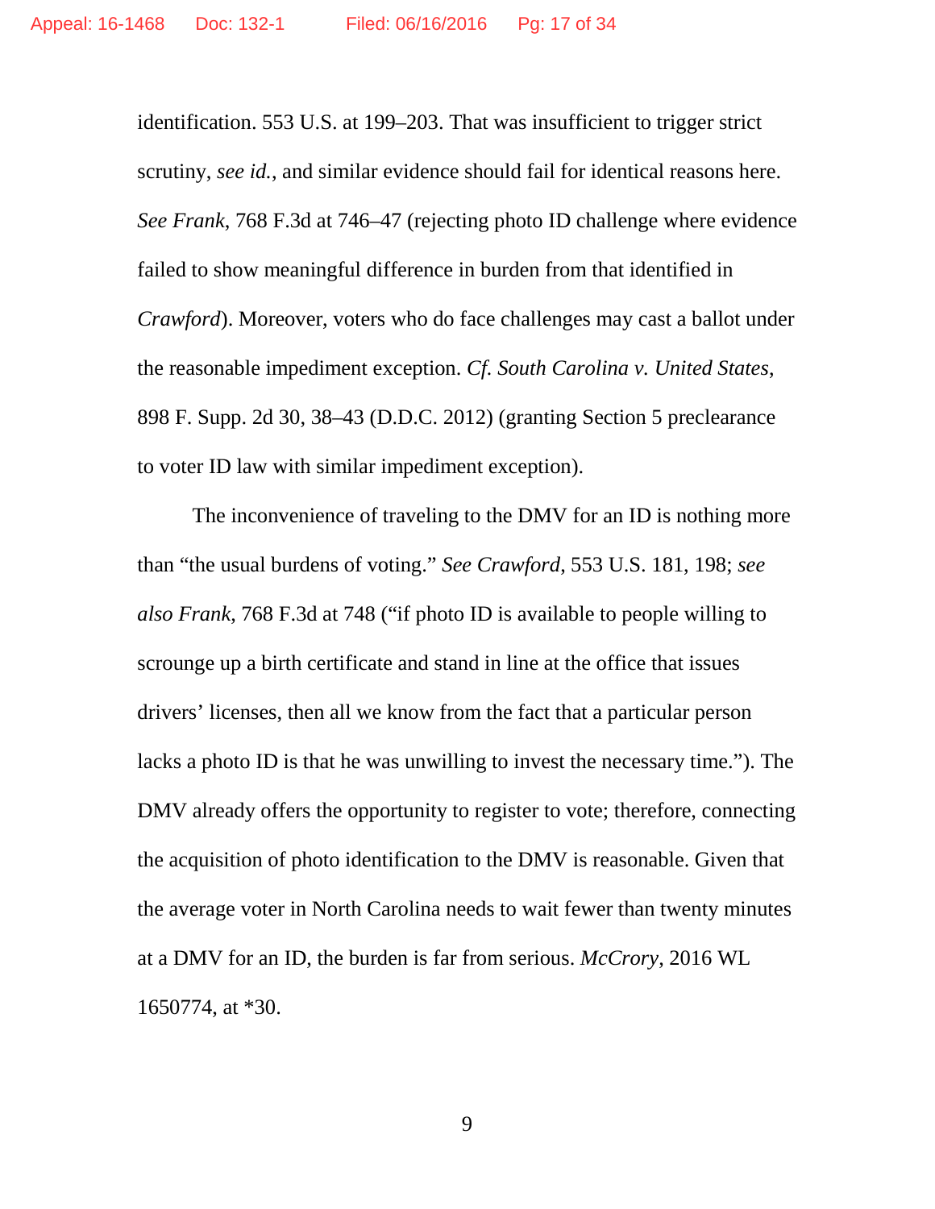identification. 553 U.S. at 199–203. That was insufficient to trigger strict scrutiny, *see id.*, and similar evidence should fail for identical reasons here. *See Frank*, 768 F.3d at 746–47 (rejecting photo ID challenge where evidence failed to show meaningful difference in burden from that identified in *Crawford*). Moreover, voters who do face challenges may cast a ballot under the reasonable impediment exception. *Cf. South Carolina v. United States*, 898 F. Supp. 2d 30, 38–43 (D.D.C. 2012) (granting Section 5 preclearance to voter ID law with similar impediment exception).

The inconvenience of traveling to the DMV for an ID is nothing more than "the usual burdens of voting." *See Crawford*, 553 U.S. 181, 198; *see also Frank*, 768 F.3d at 748 ("if photo ID is available to people willing to scrounge up a birth certificate and stand in line at the office that issues drivers' licenses, then all we know from the fact that a particular person lacks a photo ID is that he was unwilling to invest the necessary time."). The DMV already offers the opportunity to register to vote; therefore, connecting the acquisition of photo identification to the DMV is reasonable. Given that the average voter in North Carolina needs to wait fewer than twenty minutes at a DMV for an ID, the burden is far from serious. *McCrory*, 2016 WL 1650774, at *30.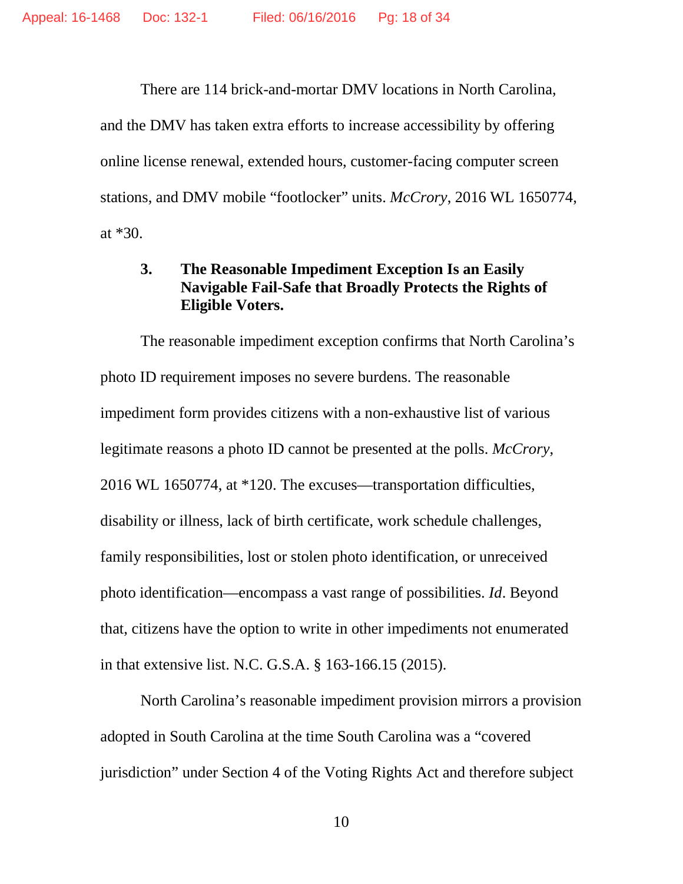There are 114 brick-and-mortar DMV locations in North Carolina, and the DMV has taken extra efforts to increase accessibility by offering online license renewal, extended hours, customer-facing computer screen stations, and DMV mobile "footlocker" units. *McCrory*, 2016 WL 1650774, at *30.

### 3. The Reasonable Impediment Exception Is an Easily Navigable Fail-Safe that Broadly Protects the Rights of Eligible Voters.

The reasonable impediment exception confirms that North Carolina's photo ID requirement imposes no severe burdens. The reasonable impediment form provides citizens with a non-exhaustive list of various legitimate reasons a photo ID cannot be presented at the polls. *McCrory*, 2016 WL 1650774, at *120. The excuses—transportation difficulties, disability or illness, lack of birth certificate, work schedule challenges, family responsibilities, lost or stolen photo identification, or unreceived photo identification—encompass a vast range of possibilities. *Id*. Beyond that, citizens have the option to write in other impediments not enumerated in that extensive list. N.C. G.S.A. § 163-166.15 (2015).

North Carolina's reasonable impediment provision mirrors a provision adopted in South Carolina at the time South Carolina was a "covered jurisdiction" under Section 4 of the Voting Rights Act and therefore subject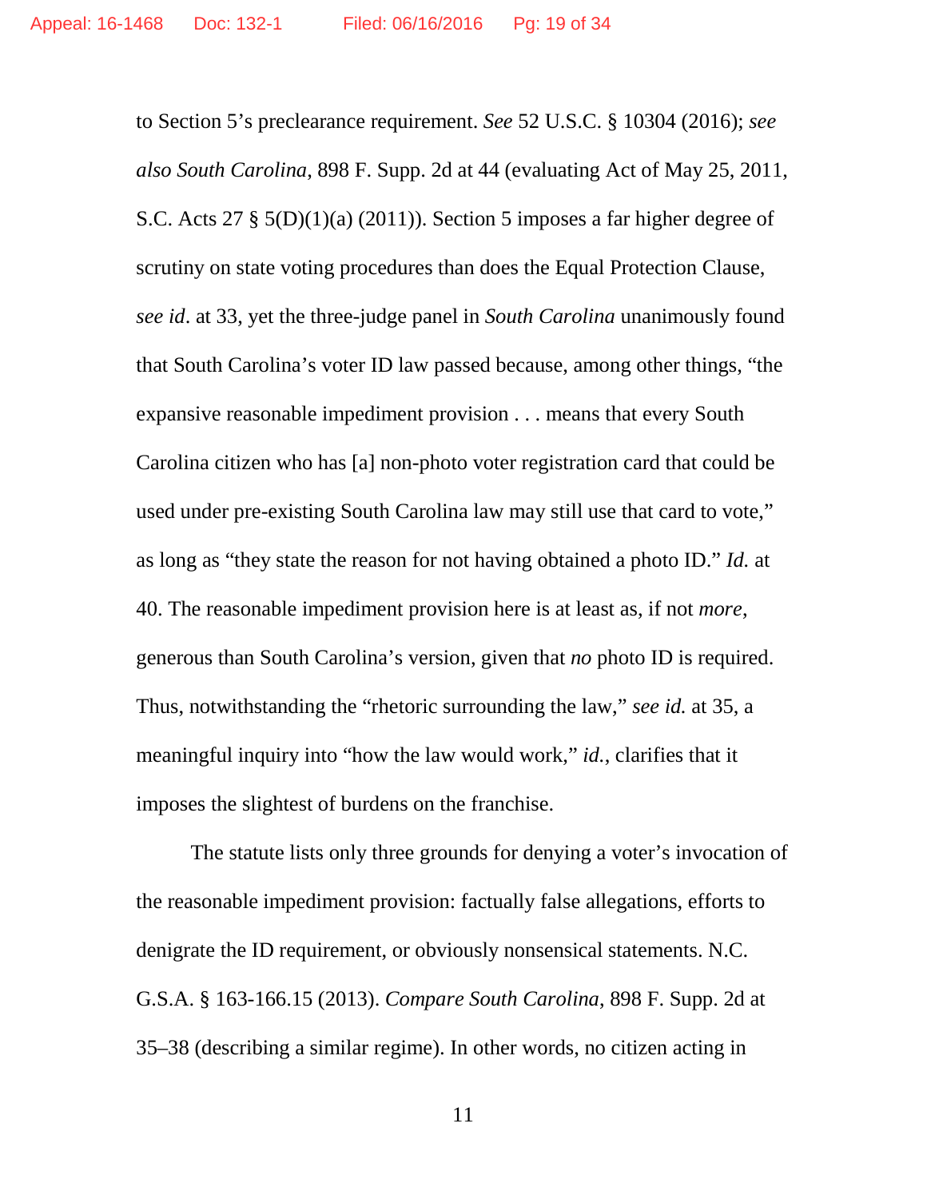to Section 5's preclearance requirement. *See* 52 U.S.C. § 10304 (2016); *see also South Carolina*, 898 F. Supp. 2d at 44 (evaluating Act of May 25, 2011, S.C. Acts 27 § 5(D)(1)(a) (2011)). Section 5 imposes a far higher degree of scrutiny on state voting procedures than does the Equal Protection Clause, *see id*. at 33, yet the three-judge panel in *South Carolina* unanimously found that South Carolina's voter ID law passed because, among other things, "the expansive reasonable impediment provision . . . means that every South Carolina citizen who has [a] non-photo voter registration card that could be used under pre-existing South Carolina law may still use that card to vote," as long as "they state the reason for not having obtained a photo ID." *Id.* at 40. The reasonable impediment provision here is at least as, if not *more*, generous than South Carolina's version, given that *no* photo ID is required. Thus, notwithstanding the "rhetoric surrounding the law," *see id.* at 35, a meaningful inquiry into "how the law would work," *id.*, clarifies that it imposes the slightest of burdens on the franchise.

The statute lists only three grounds for denying a voter's invocation of the reasonable impediment provision: factually false allegations, efforts to denigrate the ID requirement, or obviously nonsensical statements. N.C. G.S.A. § 163-166.15 (2013). *Compare South Carolina*, 898 F. Supp. 2d at 35–38 (describing a similar regime). In other words, no citizen acting in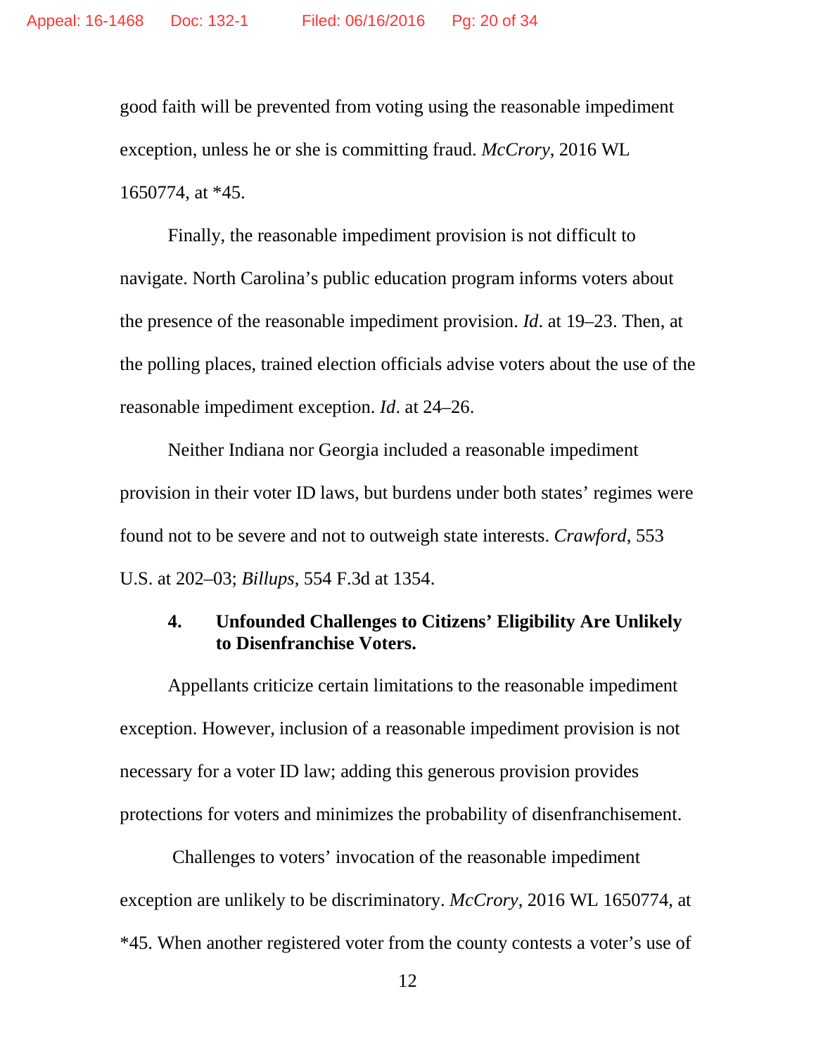good faith will be prevented from voting using the reasonable impediment exception, unless he or she is committing fraud. *McCrory*, 2016 WL 1650774, at *45.

Finally, the reasonable impediment provision is not difficult to navigate. North Carolina's public education program informs voters about the presence of the reasonable impediment provision. *Id*. at 19–23. Then, at the polling places, trained election officials advise voters about the use of the reasonable impediment exception. *Id*. at 24–26.

Neither Indiana nor Georgia included a reasonable impediment provision in their voter ID laws, but burdens under both states' regimes were found not to be severe and not to outweigh state interests. *Crawford*, 553 U.S. at 202–03; *Billups*, 554 F.3d at 1354.

#### 4. Unfounded Challenges to Citizens' Eligibility Are Unlikely to Disenfranchise Voters.

Appellants criticize certain limitations to the reasonable impediment exception. However, inclusion of a reasonable impediment provision is not necessary for a voter ID law; adding this generous provision provides protections for voters and minimizes the probability of disenfranchisement.

Challenges to voters' invocation of the reasonable impediment exception are unlikely to be discriminatory. *McCrory*, 2016 WL 1650774, at *45. When another registered voter from the county contests a voter's use of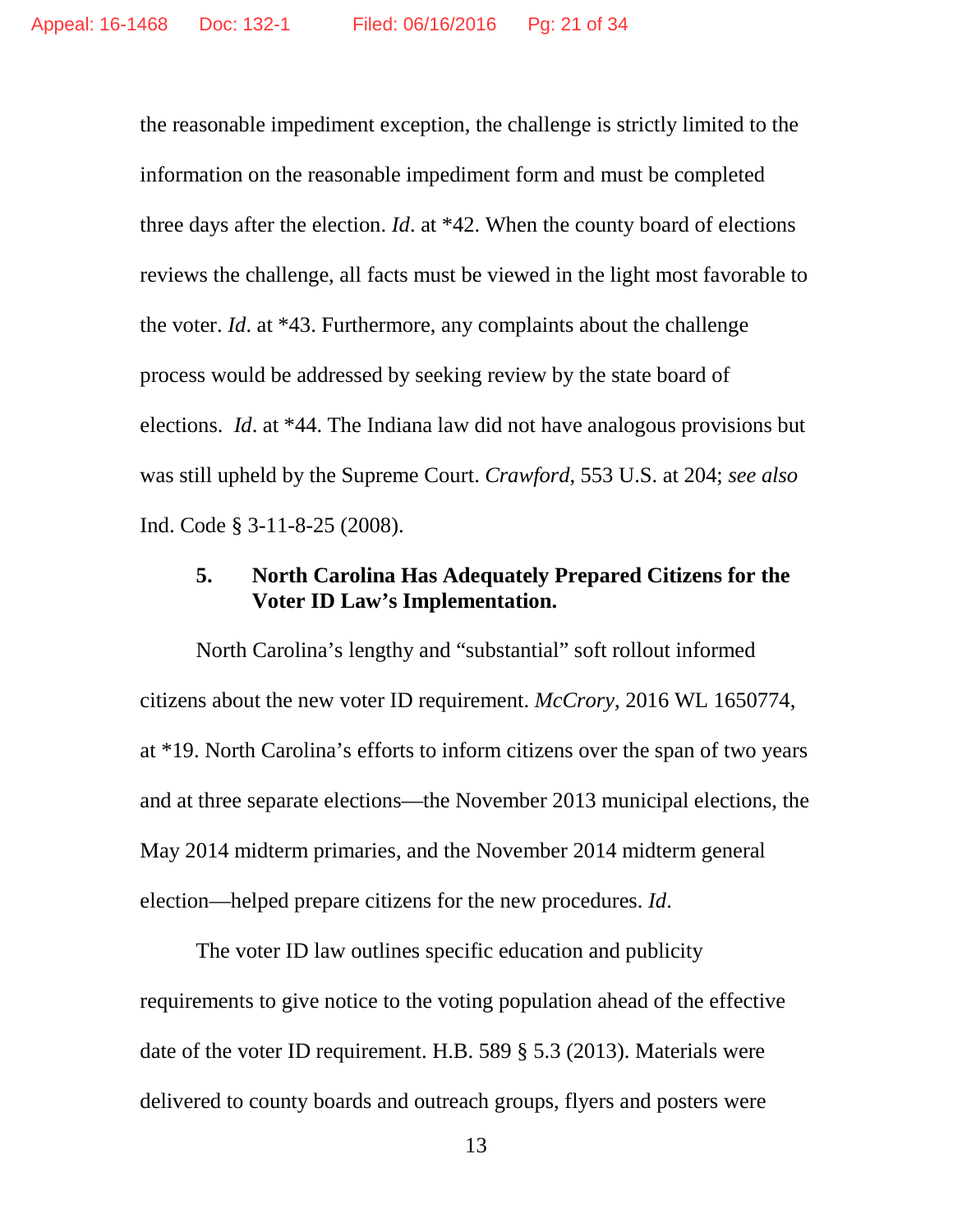the reasonable impediment exception, the challenge is strictly limited to the information on the reasonable impediment form and must be completed three days after the election. *Id*. at *42. When the county board of elections reviews the challenge, all facts must be viewed in the light most favorable to the voter. *Id*. at *43. Furthermore, any complaints about the challenge process would be addressed by seeking review by the state board of elections. *Id*. at *44. The Indiana law did not have analogous provisions but was still upheld by the Supreme Court. *Crawford*, 553 U.S. at 204; *see also* Ind. Code § 3-11-8-25 (2008).

### 5. North Carolina Has Adequately Prepared Citizens for the Voter ID Law's Implementation.

North Carolina's lengthy and "substantial" soft rollout informed citizens about the new voter ID requirement. *McCrory*, 2016 WL 1650774, at *19. North Carolina's efforts to inform citizens over the span of two years and at three separate elections—the November 2013 municipal elections, the May 2014 midterm primaries, and the November 2014 midterm general election—helped prepare citizens for the new procedures. *Id*.

The voter ID law outlines specific education and publicity requirements to give notice to the voting population ahead of the effective date of the voter ID requirement. H.B. 589 § 5.3 (2013). Materials were delivered to county boards and outreach groups, flyers and posters were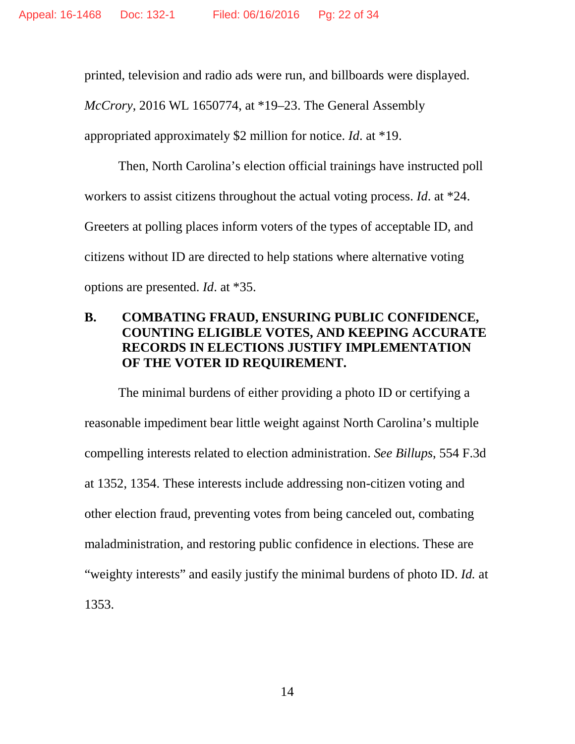printed, television and radio ads were run, and billboards were displayed. *McCrory*, 2016 WL 1650774, at *19–23. The General Assembly appropriated approximately $2 million for notice. *Id*. at *19.

Then, North Carolina's election official trainings have instructed poll workers to assist citizens throughout the actual voting process. *Id*. at *24. Greeters at polling places inform voters of the types of acceptable ID, and citizens without ID are directed to help stations where alternative voting options are presented. *Id*. at *35.

### B. COMBATING FRAUD, ENSURING PUBLIC CONFIDENCE, COUNTING ELIGIBLE VOTES, AND KEEPING ACCURATE RECORDS IN ELECTIONS JUSTIFY IMPLEMENTATION OF THE VOTER ID REQUIREMENT.

The minimal burdens of either providing a photo ID or certifying a reasonable impediment bear little weight against North Carolina's multiple compelling interests related to election administration. *See Billups*, 554 F.3d at 1352, 1354. These interests include addressing non-citizen voting and other election fraud, preventing votes from being canceled out, combating maladministration, and restoring public confidence in elections. These are "weighty interests" and easily justify the minimal burdens of photo ID. *Id.* at 1353.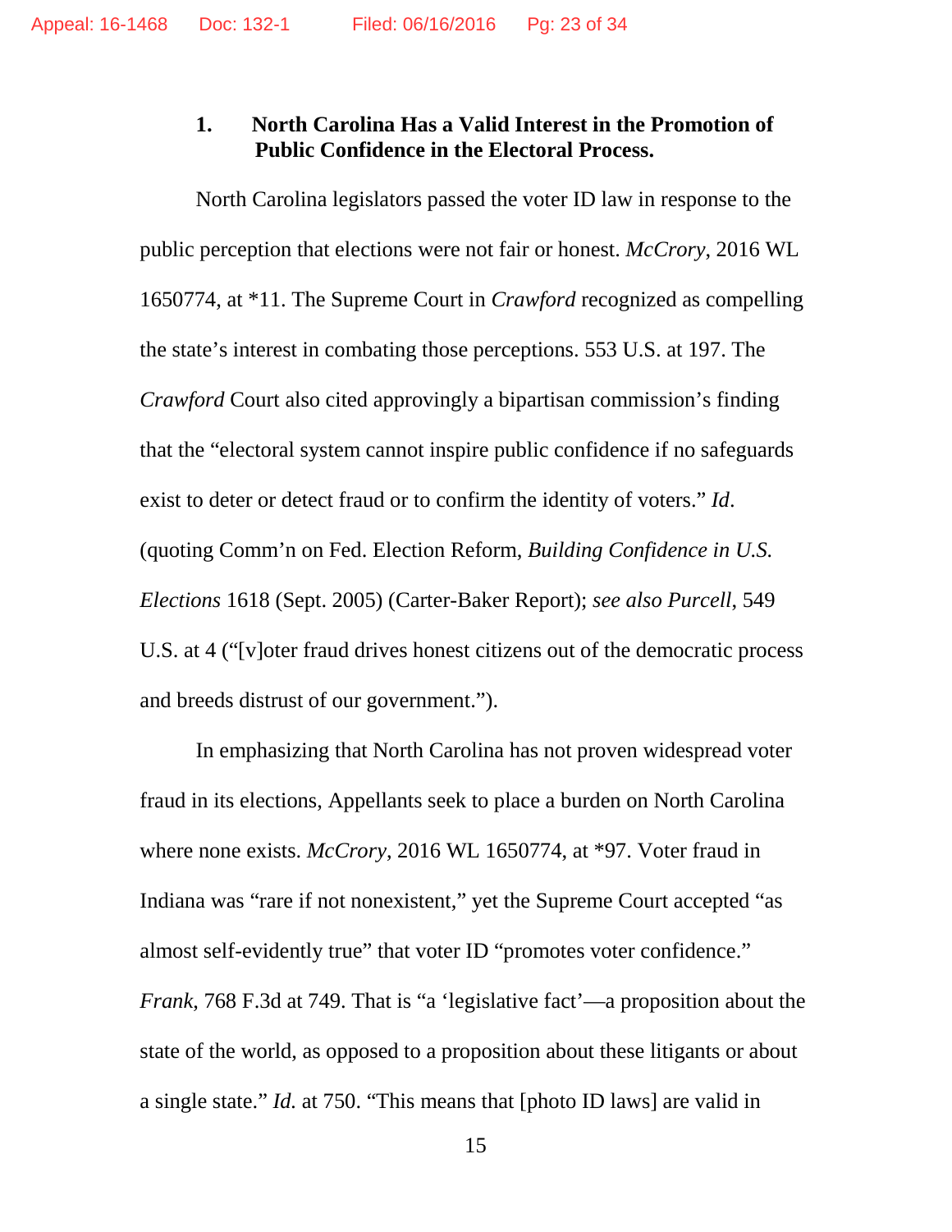### 1. North Carolina Has a Valid Interest in the Promotion of Public Confidence in the Electoral Process.

North Carolina legislators passed the voter ID law in response to the public perception that elections were not fair or honest. *McCrory*, 2016 WL 1650774, at *11. The Supreme Court in *Crawford* recognized as compelling the state's interest in combating those perceptions. 553 U.S. at 197. The *Crawford* Court also cited approvingly a bipartisan commission's finding that the "electoral system cannot inspire public confidence if no safeguards exist to deter or detect fraud or to confirm the identity of voters." *Id*. (quoting Comm'n on Fed. Election Reform, *Building Confidence in U.S. Elections* 1618 (Sept. 2005) (Carter-Baker Report); *see also Purcell*, 549 U.S. at 4 ("[v]oter fraud drives honest citizens out of the democratic process and breeds distrust of our government.").

In emphasizing that North Carolina has not proven widespread voter fraud in its elections, Appellants seek to place a burden on North Carolina where none exists. *McCrory*, 2016 WL 1650774, at *97. Voter fraud in Indiana was "rare if not nonexistent," yet the Supreme Court accepted "as almost self-evidently true" that voter ID "promotes voter confidence." *Frank*, 768 F.3d at 749. That is "a 'legislative fact'—a proposition about the state of the world, as opposed to a proposition about these litigants or about a single state." *Id.* at 750. "This means that [photo ID laws] are valid in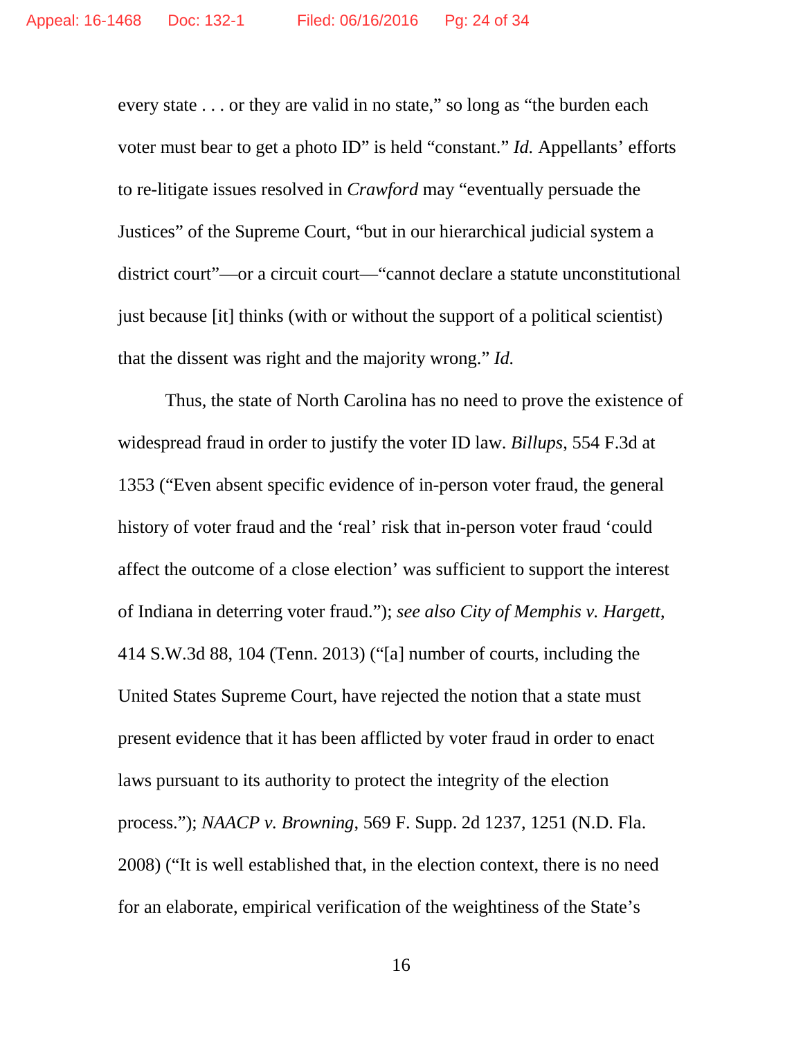every state . . . or they are valid in no state," so long as "the burden each voter must bear to get a photo ID" is held "constant." *Id.* Appellants' efforts to re-litigate issues resolved in *Crawford* may "eventually persuade the Justices" of the Supreme Court, "but in our hierarchical judicial system a district court"—or a circuit court—"cannot declare a statute unconstitutional just because [it] thinks (with or without the support of a political scientist) that the dissent was right and the majority wrong." *Id.*

Thus, the state of North Carolina has no need to prove the existence of widespread fraud in order to justify the voter ID law. *Billups*, 554 F.3d at 1353 ("Even absent specific evidence of in-person voter fraud, the general history of voter fraud and the 'real' risk that in-person voter fraud 'could affect the outcome of a close election' was sufficient to support the interest of Indiana in deterring voter fraud."); *see also City of Memphis v. Hargett*, 414 S.W.3d 88, 104 (Tenn. 2013) ("[a] number of courts, including the United States Supreme Court, have rejected the notion that a state must present evidence that it has been afflicted by voter fraud in order to enact laws pursuant to its authority to protect the integrity of the election process."); *NAACP v. Browning*, 569 F. Supp. 2d 1237, 1251 (N.D. Fla. 2008) ("It is well established that, in the election context, there is no need for an elaborate, empirical verification of the weightiness of the State's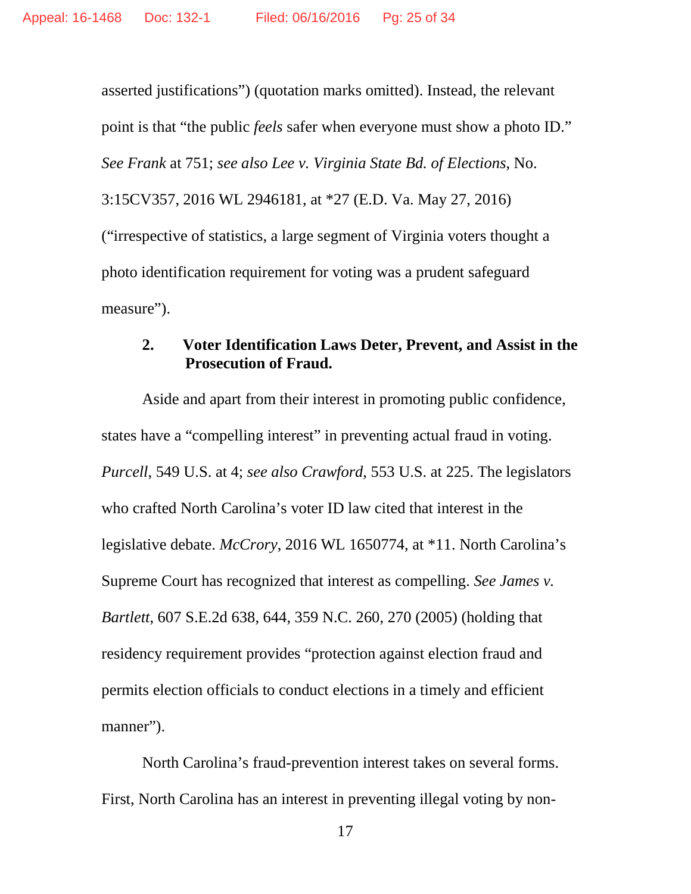asserted justifications") (quotation marks omitted). Instead, the relevant point is that "the public *feels* safer when everyone must show a photo ID." *See Frank* at 751; *see also Lee v. Virginia State Bd. of Elections*, No. 3:15CV357, 2016 WL 2946181, at *27 (E.D. Va. May 27, 2016) ("irrespective of statistics, a large segment of Virginia voters thought a photo identification requirement for voting was a prudent safeguard measure").

### 2. Voter Identification Laws Deter, Prevent, and Assist in the Prosecution of Fraud.

Aside and apart from their interest in promoting public confidence, states have a "compelling interest" in preventing actual fraud in voting. *Purcell*, 549 U.S. at 4; *see also Crawford*, 553 U.S. at 225. The legislators who crafted North Carolina's voter ID law cited that interest in the legislative debate. *McCrory*, 2016 WL 1650774, at *11. North Carolina's Supreme Court has recognized that interest as compelling. *See James v. Bartlett*, 607 S.E.2d 638, 644, 359 N.C. 260, 270 (2005) (holding that residency requirement provides "protection against election fraud and permits election officials to conduct elections in a timely and efficient manner").

North Carolina's fraud-prevention interest takes on several forms. First, North Carolina has an interest in preventing illegal voting by non-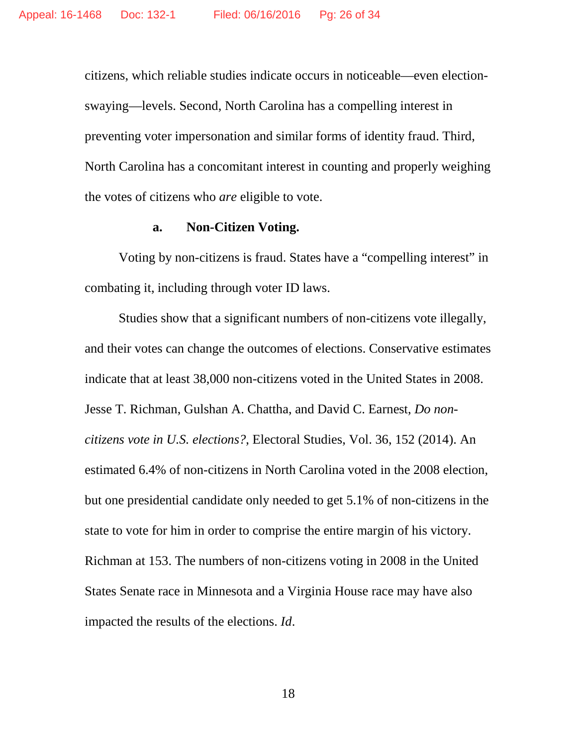citizens, which reliable studies indicate occurs in noticeable—even election-swaying—levels. Second, North Carolina has a compelling interest in preventing voter impersonation and similar forms of identity fraud. Third, North Carolina has a concomitant interest in counting and properly weighing the votes of citizens who *are* eligible to vote.

**a. Non-Citizen Voting.**

Voting by non-citizens is fraud. States have a "compelling interest" in combating it, including through voter ID laws.

Studies show that a significant numbers of non-citizens vote illegally, and their votes can change the outcomes of elections. Conservative estimates indicate that at least 38,000 non-citizens voted in the United States in 2008. Jesse T. Richman, Gulshan A. Chattha, and David C. Earnest, *Do non-citizens vote in U.S. elections?*, Electoral Studies, Vol. 36, 152 (2014). An estimated 6.4% of non-citizens in North Carolina voted in the 2008 election, but one presidential candidate only needed to get 5.1% of non-citizens in the state to vote for him in order to comprise the entire margin of his victory. Richman at 153. The numbers of non-citizens voting in 2008 in the United States Senate race in Minnesota and a Virginia House race may have also impacted the results of the elections. *Id*.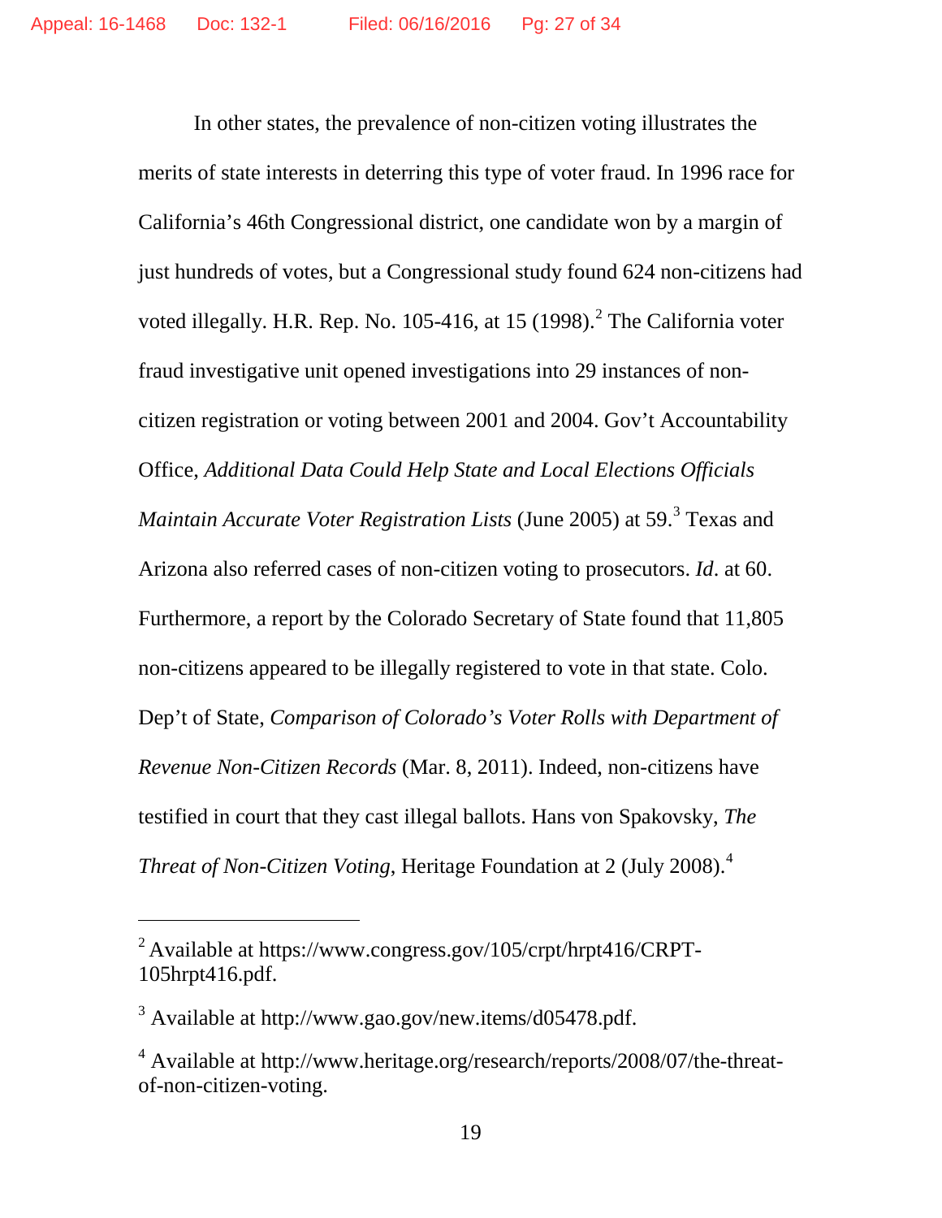In other states, the prevalence of non-citizen voting illustrates the merits of state interests in deterring this type of voter fraud. In 1996 race for California's 46th Congressional district, one candidate won by a margin of just hundreds of votes, but a Congressional study found 624 non-citizens had voted illegally. H.R. Rep. No. 105-416, at 15 (1998).[2] The California voter fraud investigative unit opened investigations into 29 instances of non-citizen registration or voting between 2001 and 2004. Gov't Accountability Office, *Additional Data Could Help State and Local Elections Officials Maintain Accurate Voter Registration Lists* (June 2005) at 59.[3] Texas and Arizona also referred cases of non-citizen voting to prosecutors. *Id*. at 60. Furthermore, a report by the Colorado Secretary of State found that 11,805 non-citizens appeared to be illegally registered to vote in that state. Colo. Dep't of State, *Comparison of Colorado's Voter Rolls with Department of Revenue Non-Citizen Records* (Mar. 8, 2011). Indeed, non-citizens have testified in court that they cast illegal ballots. Hans von Spakovsky, *The Threat of Non-Citizen Voting*, Heritage Foundation at 2 (July 2008).[4]

---

[2] Available at https://www.congress.gov/105/crpt/hrpt416/CRPT-105hrpt416.pdf.

[3] Available at http://www.gao.gov/new.items/d05478.pdf.

[4] Available at http://www.heritage.org/research/reports/2008/07/the-threat-of-non-citizen-voting.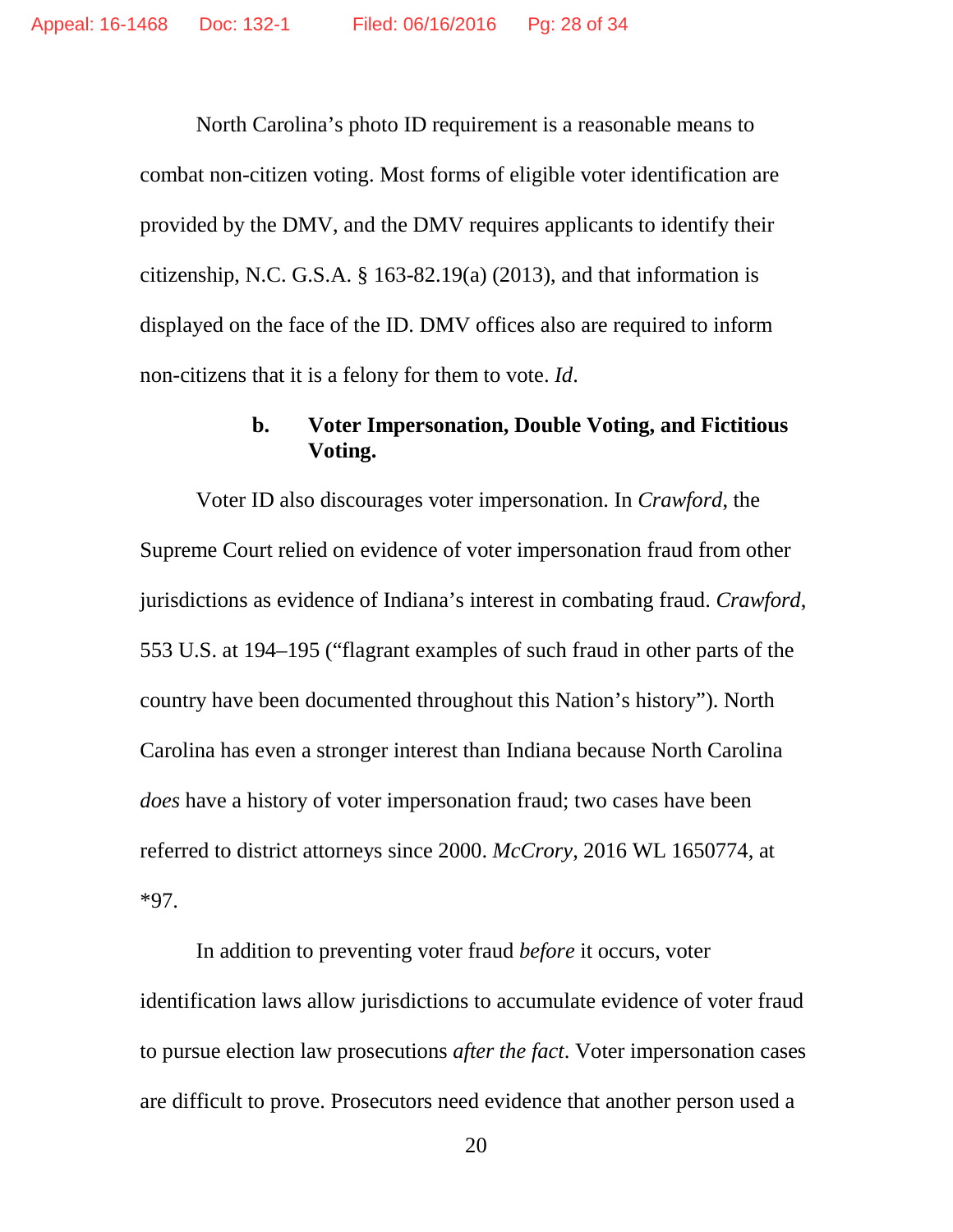North Carolina's photo ID requirement is a reasonable means to combat non-citizen voting. Most forms of eligible voter identification are provided by the DMV, and the DMV requires applicants to identify their citizenship, N.C. G.S.A. § 163-82.19(a) (2013), and that information is displayed on the face of the ID. DMV offices also are required to inform non-citizens that it is a felony for them to vote. *Id*.

### b. Voter Impersonation, Double Voting, and Fictitious Voting.

Voter ID also discourages voter impersonation. In *Crawford*, the Supreme Court relied on evidence of voter impersonation fraud from other jurisdictions as evidence of Indiana's interest in combating fraud. *Crawford*, 553 U.S. at 194–195 ("flagrant examples of such fraud in other parts of the country have been documented throughout this Nation's history"). North Carolina has even a stronger interest than Indiana because North Carolina *does* have a history of voter impersonation fraud; two cases have been referred to district attorneys since 2000. *McCrory*, 2016 WL 1650774, at *97.

In addition to preventing voter fraud *before* it occurs, voter identification laws allow jurisdictions to accumulate evidence of voter fraud to pursue election law prosecutions *after the fact*. Voter impersonation cases are difficult to prove. Prosecutors need evidence that another person used a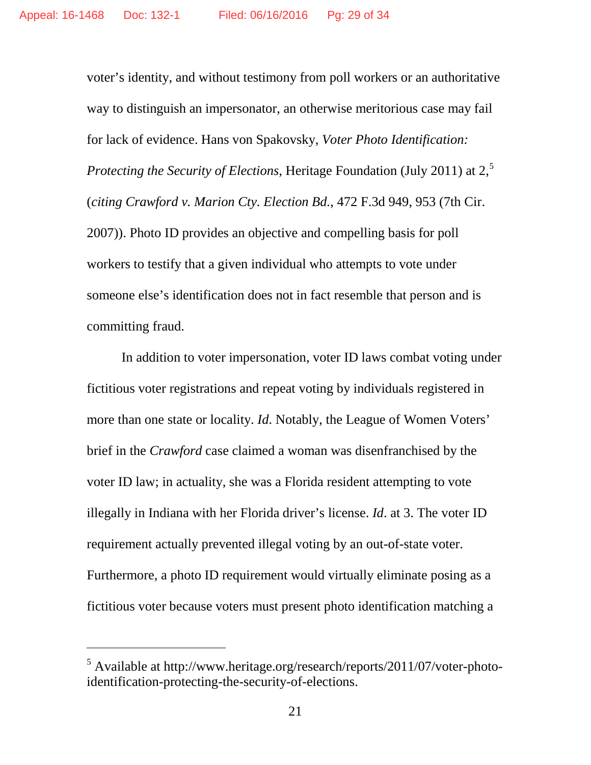voter's identity, and without testimony from poll workers or an authoritative way to distinguish an impersonator, an otherwise meritorious case may fail for lack of evidence. Hans von Spakovsky, *Voter Photo Identification: Protecting the Security of Elections*, Heritage Foundation (July 2011) at 2,[5] (*citing Crawford v. Marion Cty. Election Bd.*, 472 F.3d 949, 953 (7th Cir. 2007)). Photo ID provides an objective and compelling basis for poll workers to testify that a given individual who attempts to vote under someone else's identification does not in fact resemble that person and is committing fraud.

In addition to voter impersonation, voter ID laws combat voting under fictitious voter registrations and repeat voting by individuals registered in more than one state or locality. *Id*. Notably, the League of Women Voters' brief in the *Crawford* case claimed a woman was disenfranchised by the voter ID law; in actuality, she was a Florida resident attempting to vote illegally in Indiana with her Florida driver's license. *Id*. at 3. The voter ID requirement actually prevented illegal voting by an out-of-state voter. Furthermore, a photo ID requirement would virtually eliminate posing as a fictitious voter because voters must present photo identification matching a

---

[5] Available at http://www.heritage.org/research/reports/2011/07/voter-photo-identification-protecting-the-security-of-elections.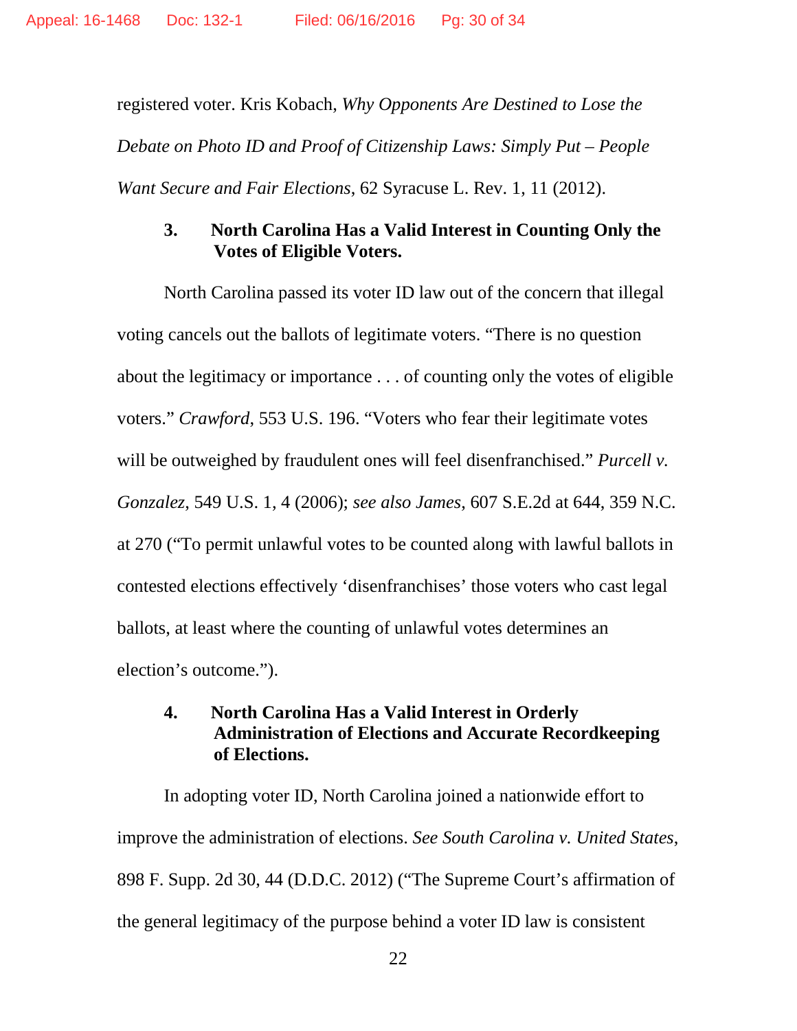registered voter. Kris Kobach, *Why Opponents Are Destined to Lose the Debate on Photo ID and Proof of Citizenship Laws: Simply Put – People Want Secure and Fair Elections*, 62 Syracuse L. Rev. 1, 11 (2012).

### 3. North Carolina Has a Valid Interest in Counting Only the Votes of Eligible Voters.

North Carolina passed its voter ID law out of the concern that illegal voting cancels out the ballots of legitimate voters. "There is no question about the legitimacy or importance . . . of counting only the votes of eligible voters." *Crawford*, 553 U.S. 196. "Voters who fear their legitimate votes will be outweighed by fraudulent ones will feel disenfranchised." *Purcell v. Gonzalez*, 549 U.S. 1, 4 (2006); *see also James*, 607 S.E.2d at 644, 359 N.C. at 270 ("To permit unlawful votes to be counted along with lawful ballots in contested elections effectively 'disenfranchises' those voters who cast legal ballots, at least where the counting of unlawful votes determines an election's outcome.").

### 4. North Carolina Has a Valid Interest in Orderly Administration of Elections and Accurate Recordkeeping of Elections.

In adopting voter ID, North Carolina joined a nationwide effort to improve the administration of elections. *See South Carolina v. United States*, 898 F. Supp. 2d 30, 44 (D.D.C. 2012) ("The Supreme Court's affirmation of the general legitimacy of the purpose behind a voter ID law is consistent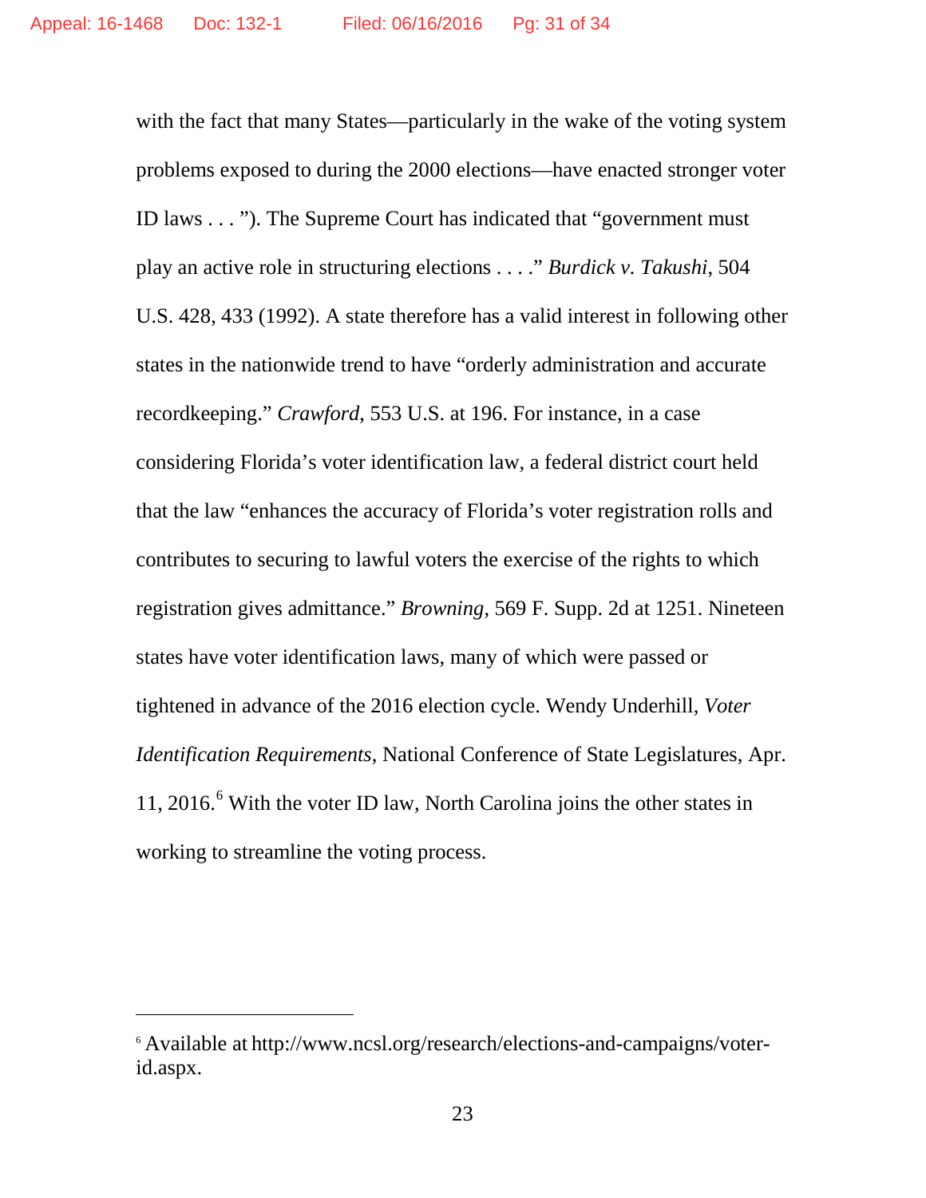with the fact that many States—particularly in the wake of the voting system problems exposed to during the 2000 elections—have enacted stronger voter ID laws . . . "). The Supreme Court has indicated that "government must play an active role in structuring elections . . . ." *Burdick v. Takushi*, 504 U.S. 428, 433 (1992). A state therefore has a valid interest in following other states in the nationwide trend to have "orderly administration and accurate recordkeeping." *Crawford*, 553 U.S. at 196. For instance, in a case considering Florida's voter identification law, a federal district court held that the law "enhances the accuracy of Florida's voter registration rolls and contributes to securing to lawful voters the exercise of the rights to which registration gives admittance." *Browning*, 569 F. Supp. 2d at 1251. Nineteen states have voter identification laws, many of which were passed or tightened in advance of the 2016 election cycle. Wendy Underhill, *Voter Identification Requirements*, National Conference of State Legislatures, Apr. 11, 2016.[6] With the voter ID law, North Carolina joins the other states in working to streamline the voting process.

---

[6] Available at http://www.ncsl.org/research/elections-and-campaigns/voter-id.aspx.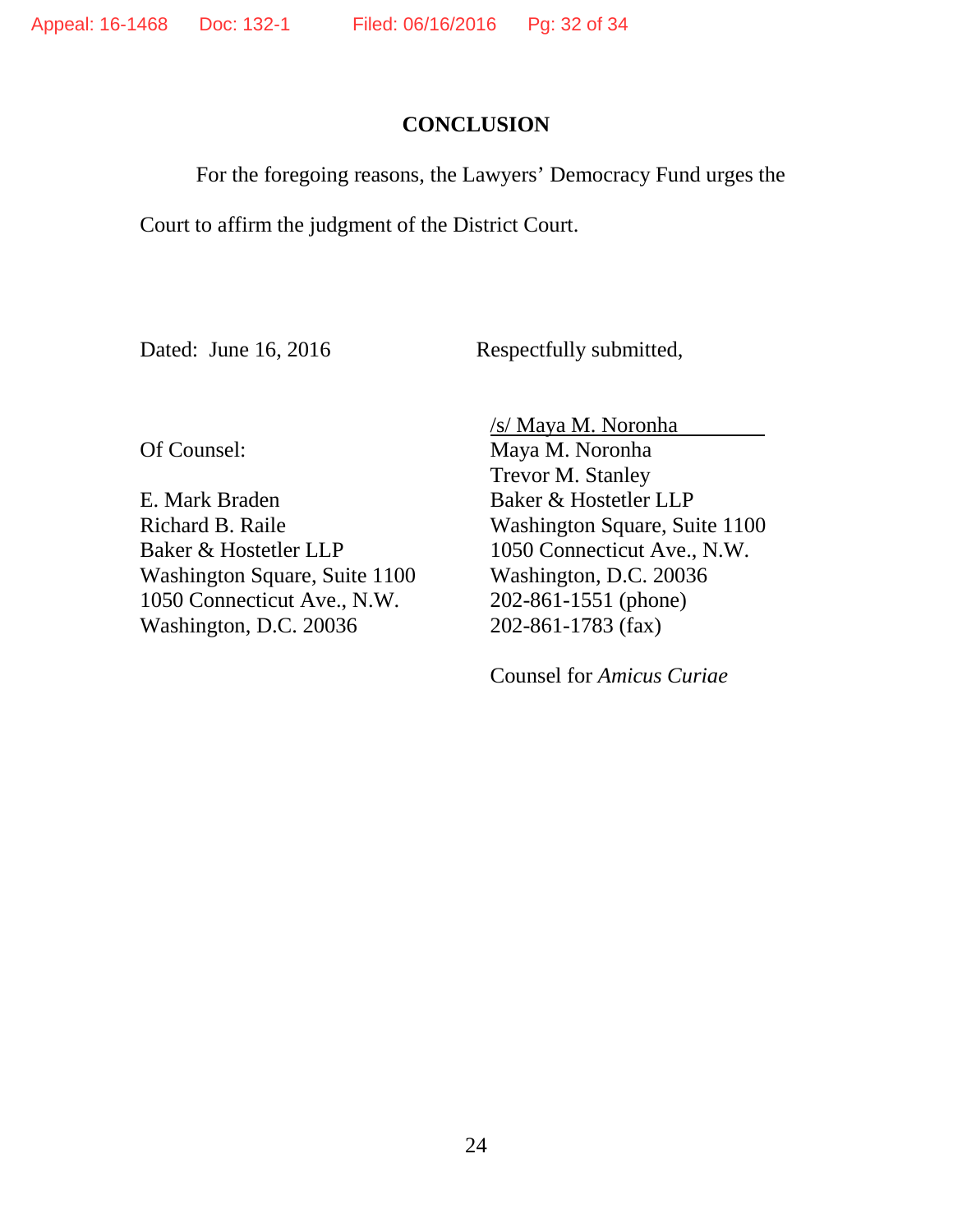## CONCLUSION

For the foregoing reasons, the Lawyers' Democracy Fund urges the Court to affirm the judgment of the District Court.

Dated: June 16, 2016

Respectfully submitted,

/s/ Maya M. Noronha
Maya M. Noronha
Trevor M. Stanley
Baker & Hostetler LLP
Washington Square, Suite 1100
1050 Connecticut Ave., N.W.
Washington, D.C. 20036
202-861-1551 (phone)
202-861-1783 (fax)

Counsel for *Amicus Curiae*

Of Counsel:

E. Mark Braden
Richard B. Raile
Baker & Hostetler LLP
Washington Square, Suite 1100
1050 Connecticut Ave., N.W.
Washington, D.C. 20036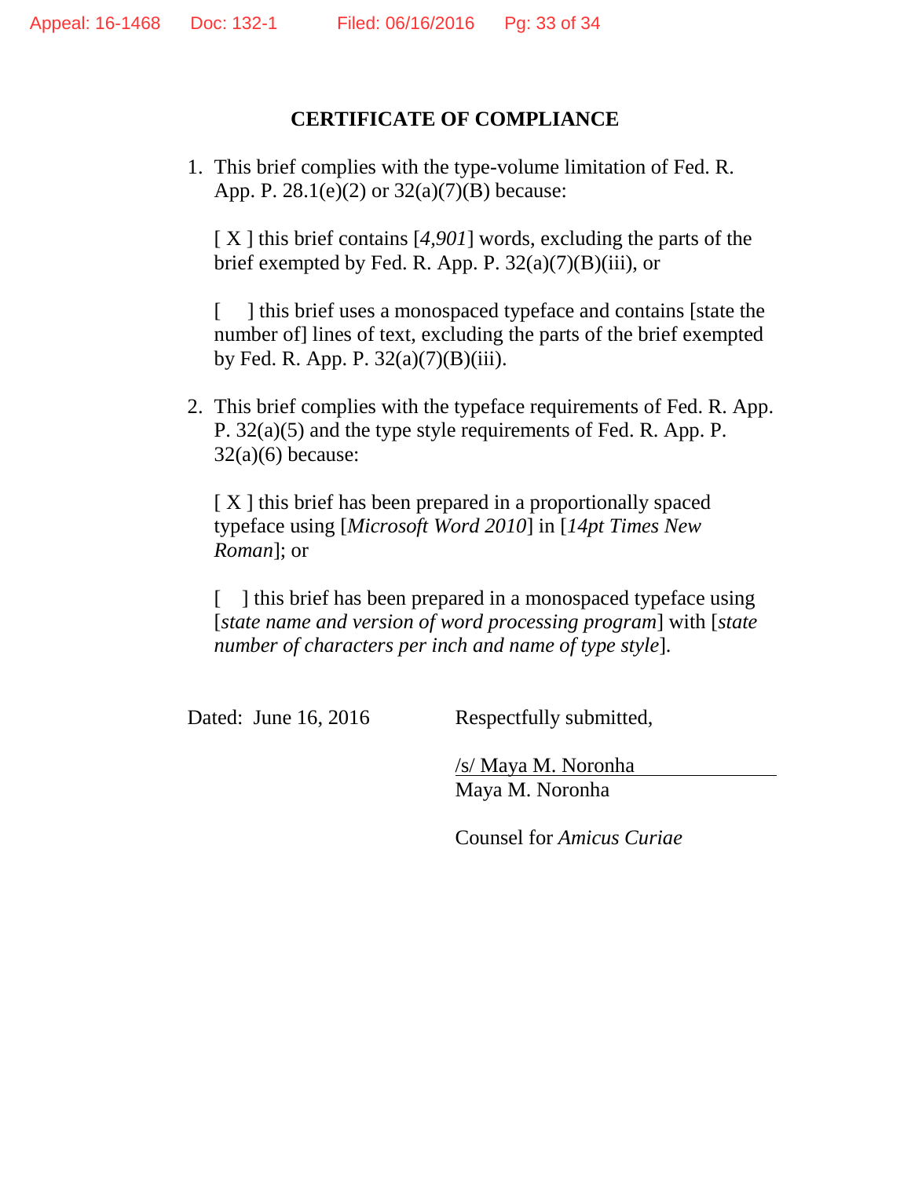# CERTIFICATE OF COMPLIANCE

1. This brief complies with the type-volume limitation of Fed. R. App. P. 28.1(e)(2) or 32(a)(7)(B) because:

   [ X ] this brief contains [*4,901*] words, excluding the parts of the brief exempted by Fed. R. App. P. 32(a)(7)(B)(iii), or

   [ ] this brief uses a monospaced typeface and contains [state the number of] lines of text, excluding the parts of the brief exempted by Fed. R. App. P. 32(a)(7)(B)(iii).

2. This brief complies with the typeface requirements of Fed. R. App. P. 32(a)(5) and the type style requirements of Fed. R. App. P. 32(a)(6) because:

   [ X ] this brief has been prepared in a proportionally spaced typeface using [*Microsoft Word 2010*] in [*14pt Times New Roman*]; or

   [ ] this brief has been prepared in a monospaced typeface using [*state name and version of word processing program*] with [*state number of characters per inch and name of type style*].

Dated: June 16, 2016

Respectfully submitted,

/s/ Maya M. Noronha
Maya M. Noronha

Counsel for *Amicus Curiae*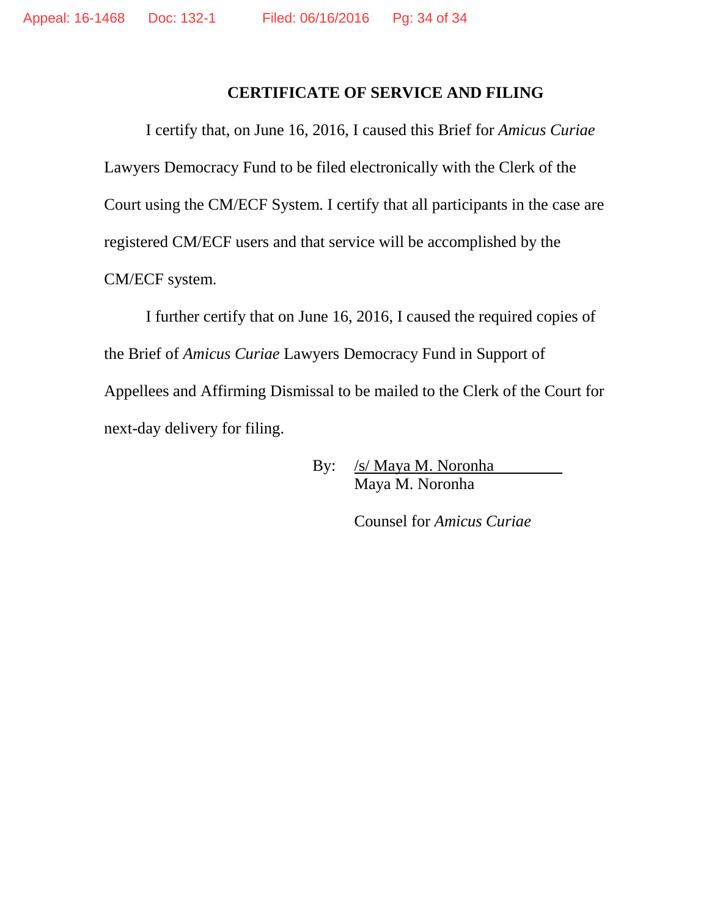## CERTIFICATE OF SERVICE AND FILING

I certify that, on June 16, 2016, I caused this Brief for *Amicus Curiae* Lawyers Democracy Fund to be filed electronically with the Clerk of the Court using the CM/ECF System. I certify that all participants in the case are registered CM/ECF users and that service will be accomplished by the CM/ECF system.

I further certify that on June 16, 2016, I caused the required copies of the Brief of *Amicus Curiae* Lawyers Democracy Fund in Support of Appellees and Affirming Dismissal to be mailed to the Clerk of the Court for next-day delivery for filing.

By: /s/ Maya M. Noronha
Maya M. Noronha

Counsel for *Amicus Curiae*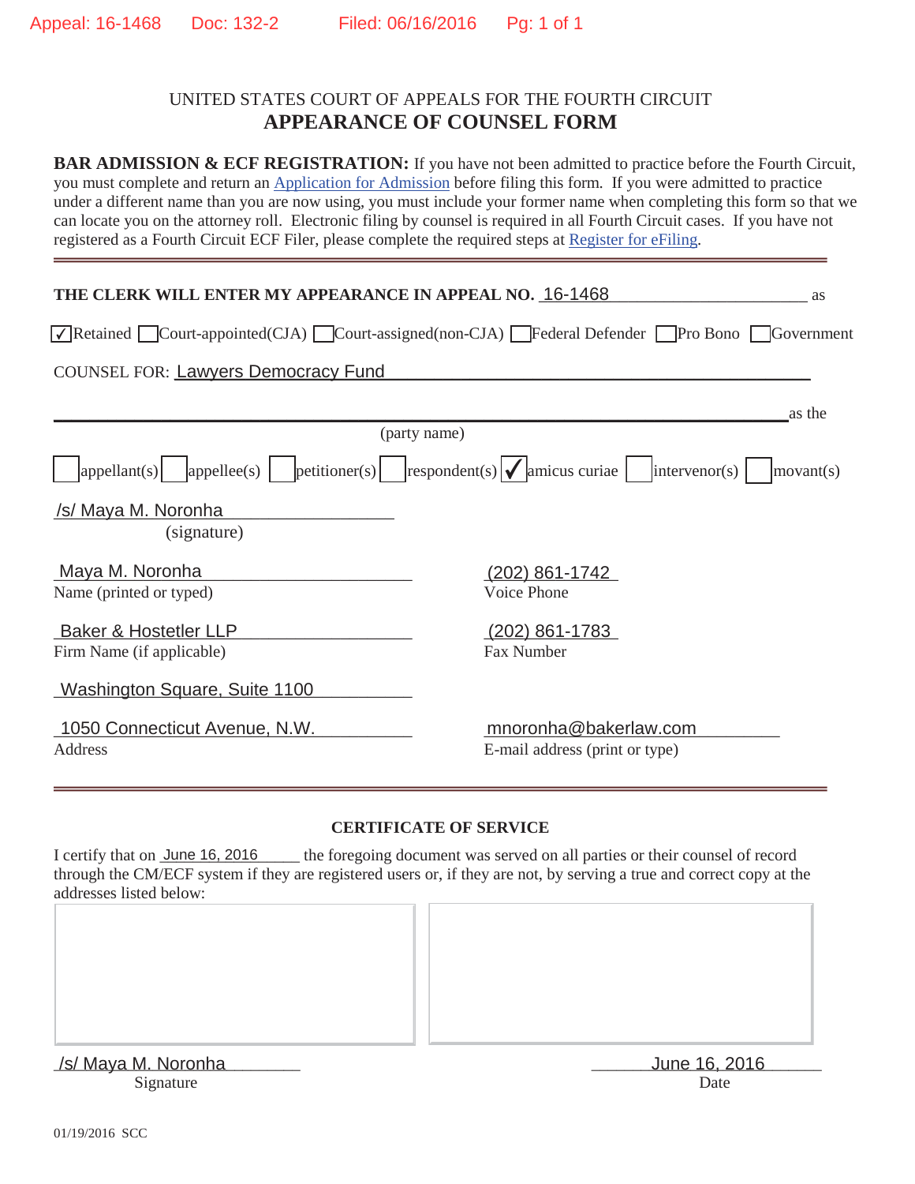UNITED STATES COURT OF APPEALS FOR THE FOURTH CIRCUIT

# APPEARANCE OF COUNSEL FORM

**BAR ADMISSION & ECF REGISTRATION:** If you have not been admitted to practice before the Fourth Circuit, you must complete and return an Application for Admission before filing this form. If you were admitted to practice under a different name than you are now using, you must include your former name when completing this form so that we can locate you on the attorney roll. Electronic filing by counsel is required in all Fourth Circuit cases. If you have not registered as a Fourth Circuit ECF Filer, please complete the required steps at Register for eFiling.

---

**THE CLERK WILL ENTER MY APPEARANCE IN APPEAL NO.** 16-1468 as

☑ Retained ☐ Court-appointed(CJA) ☐ Court-assigned(non-CJA) ☐ Federal Defender ☐ Pro Bono ☐ Government

COUNSEL FOR: Lawyers Democracy Fund

\_\_\_\_\_\_\_\_\_\_\_\_\_\_\_\_\_\_\_\_\_\_\_\_\_\_\_\_\_\_\_\_\_\_\_\_\_\_\_\_ as the
(party name)

☐ appellant(s) ☐ appellee(s) ☐ petitioner(s) ☐ respondent(s) ☑ amicus curiae ☐ intervenor(s) ☐ movant(s)

/s/ Maya M. Noronha
(signature)

Maya M. Noronha
Name (printed or typed)

(202) 861-1742
Voice Phone

Baker & Hostetler LLP
Firm Name (if applicable)

(202) 861-1783
Fax Number

Washington Square, Suite 1100
1050 Connecticut Avenue, N.W.
Address

mnoronha@bakerlaw.com
E-mail address (print or type)

---

## CERTIFICATE OF SERVICE

I certify that on June 16, 2016 the foregoing document was served on all parties or their counsel of record through the CM/ECF system if they are registered users or, if they are not, by serving a true and correct copy at the addresses listed below:

/s/ Maya M. Noronha
Signature

June 16, 2016
Date

01/19/2016 SCC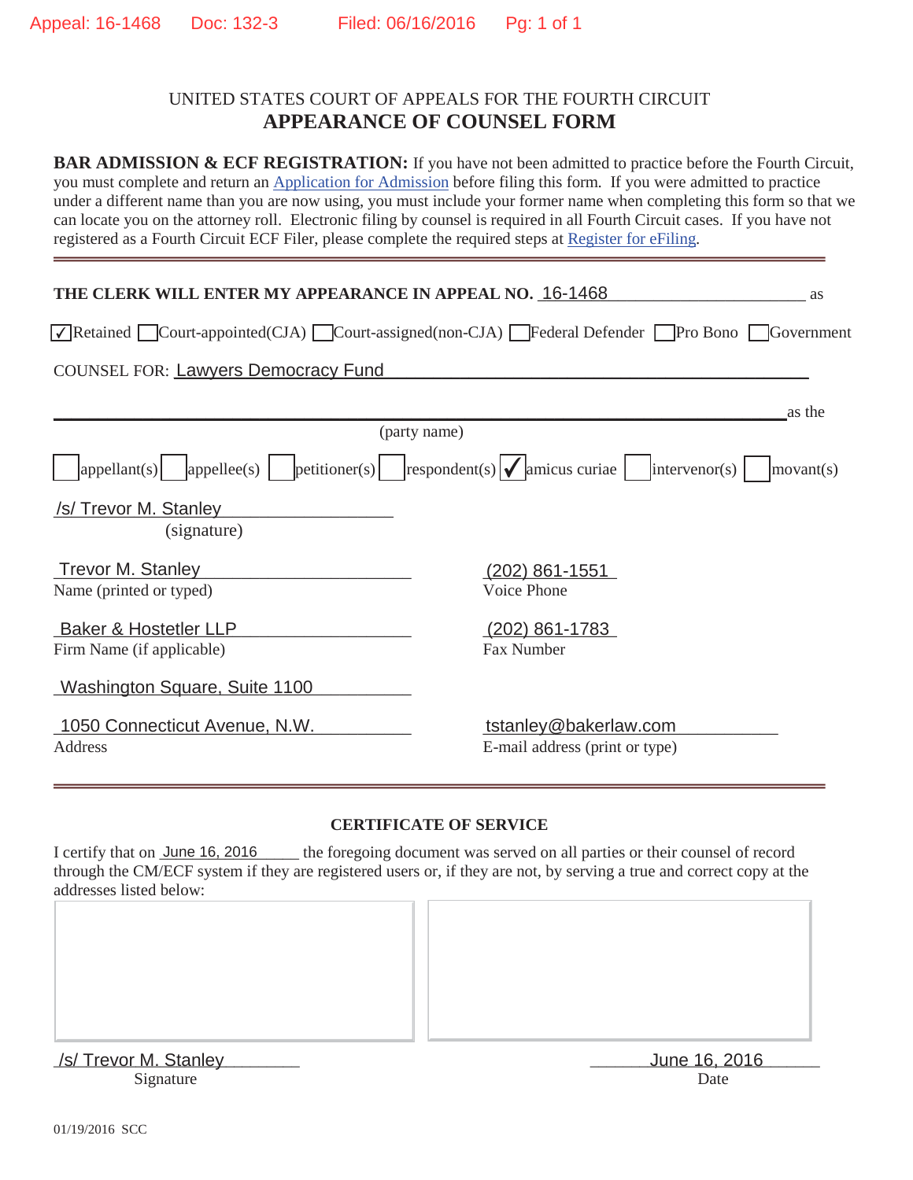UNITED STATES COURT OF APPEALS FOR THE FOURTH CIRCUIT

# APPEARANCE OF COUNSEL FORM

**BAR ADMISSION & ECF REGISTRATION:** If you have not been admitted to practice before the Fourth Circuit, you must complete and return an Application for Admission before filing this form. If you were admitted to practice under a different name than you are now using, you must include your former name when completing this form so that we can locate you on the attorney roll. Electronic filing by counsel is required in all Fourth Circuit cases. If you have not registered as a Fourth Circuit ECF Filer, please complete the required steps at Register for eFiling.

---

**THE CLERK WILL ENTER MY APPEARANCE IN APPEAL NO.** 16-1468 as

☑ Retained ☐ Court-appointed(CJA) ☐ Court-assigned(non-CJA) ☐ Federal Defender ☐ Pro Bono ☐ Government

COUNSEL FOR: Lawyers Democracy Fund

_______________________________________________ as the
(party name)

☐ appellant(s) ☐ appellee(s) ☐ petitioner(s) ☐ respondent(s) ☑ amicus curiae ☐ intervenor(s) ☐ movant(s)

/s/ Trevor M. Stanley
(signature)

Trevor M. Stanley
Name (printed or typed)

(202) 861-1551
Voice Phone

Baker & Hostetler LLP
Firm Name (if applicable)

(202) 861-1783
Fax Number

Washington Square, Suite 1100
1050 Connecticut Avenue, N.W.
Address

tstanley@bakerlaw.com
E-mail address (print or type)

---

**CERTIFICATE OF SERVICE**

I certify that on June 16, 2016 the foregoing document was served on all parties or their counsel of record through the CM/ECF system if they are registered users or, if they are not, by serving a true and correct copy at the addresses listed below:

/s/ Trevor M. Stanley
Signature

June 16, 2016
Date

01/19/2016 SCC